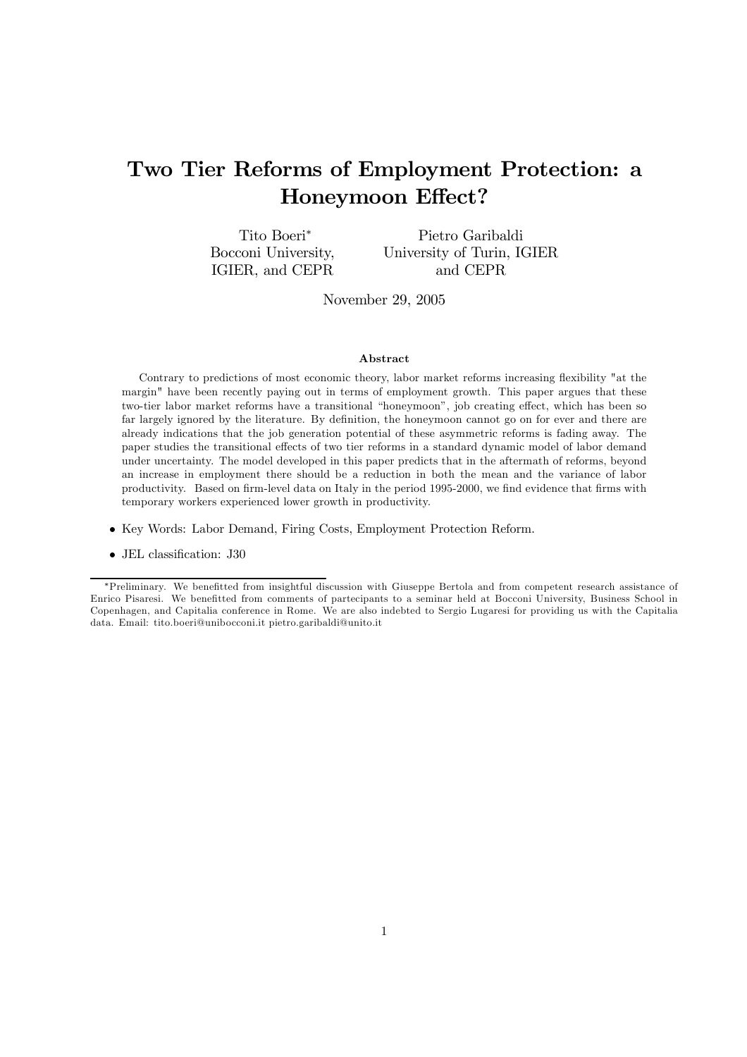# Two Tier Reforms of Employment Protection: a Honeymoon Effect?

Tito Boeri[*]
Bocconi University,
IGIER, and CEPR

Pietro Garibaldi
University of Turin, IGIER
and CEPR

November 29, 2005

### Abstract

Contrary to predictions of most economic theory, labor market reforms increasing flexibility "at the margin" have been recently paying out in terms of employment growth. This paper argues that these two-tier labor market reforms have a transitional "honeymoon", job creating effect, which has been so far largely ignored by the literature. By definition, the honeymoon cannot go on for ever and there are already indications that the job generation potential of these asymmetric reforms is fading away. The paper studies the transitional effects of two tier reforms in a standard dynamic model of labor demand under uncertainty. The model developed in this paper predicts that in the aftermath of reforms, beyond an increase in employment there should be a reduction in both the mean and the variance of labor productivity. Based on firm-level data on Italy in the period 1995-2000, we find evidence that firms with temporary workers experienced lower growth in productivity.

- Key Words: Labor Demand, Firing Costs, Employment Protection Reform.
- JEL classification: J30

---

[*] Preliminary. We benefitted from insightful discussion with Giuseppe Bertola and from competent research assistance of Enrico Pisaresi. We benefitted from comments of partecipants to a seminar held at Bocconi University, Business School in Copenhagen, and Capitalia conference in Rome. We are also indebted to Sergio Lugaresi for providing us with the Capitalia data. Email: tito.boeri@unibocconi.it pietro.garibaldi@unito.it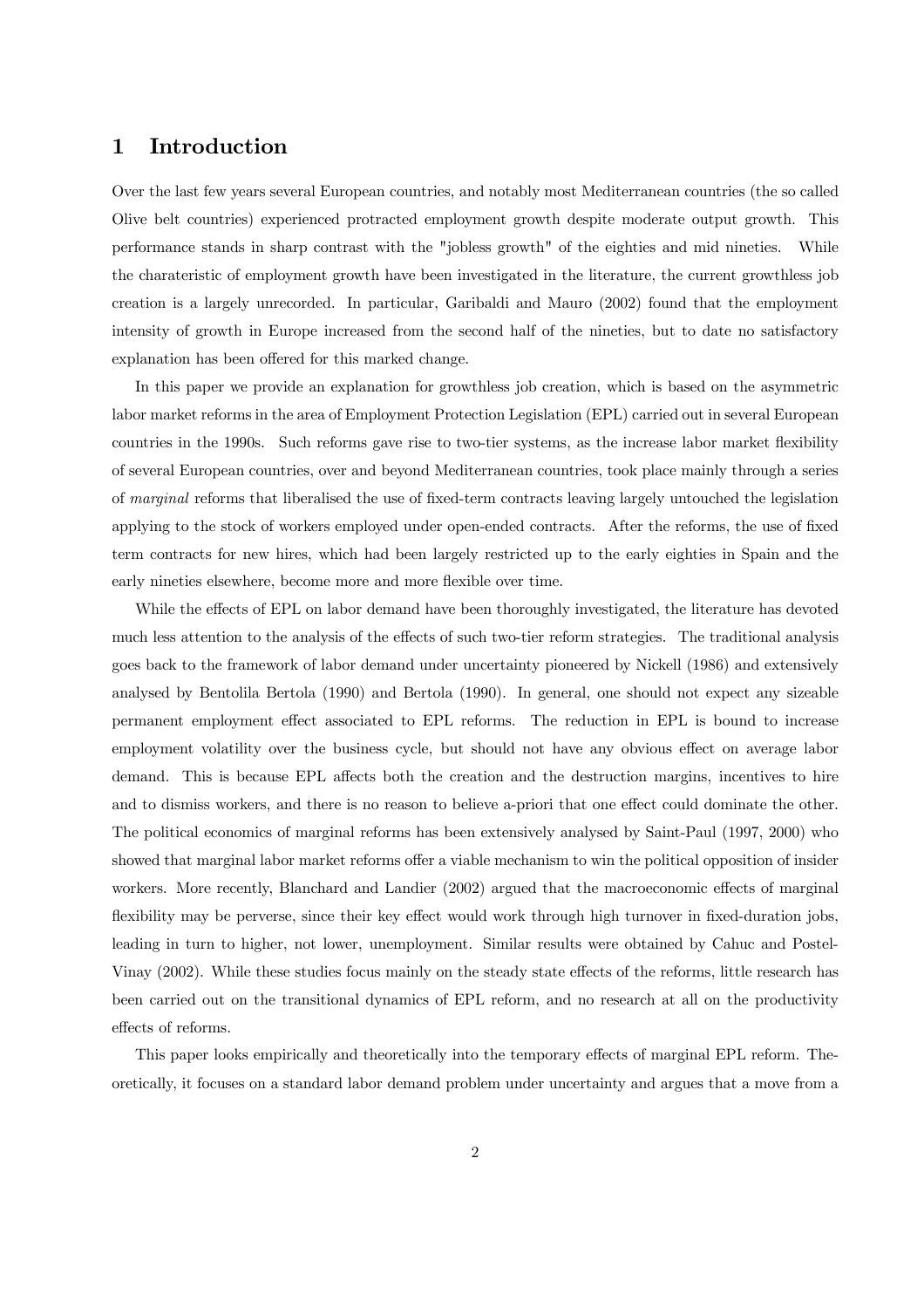# 1 Introduction

Over the last few years several European countries, and notably most Mediterranean countries (the so called Olive belt countries) experienced protracted employment growth despite moderate output growth. This performance stands in sharp contrast with the "jobless growth" of the eighties and mid nineties. While the charateristic of employment growth have been investigated in the literature, the current growthless job creation is a largely unrecorded. In particular, Garibaldi and Mauro (2002) found that the employment intensity of growth in Europe increased from the second half of the nineties, but to date no satisfactory explanation has been offered for this marked change.

In this paper we provide an explanation for growthless job creation, which is based on the asymmetric labor market reforms in the area of Employment Protection Legislation (EPL) carried out in several European countries in the 1990s. Such reforms gave rise to two-tier systems, as the increase labor market flexibility of several European countries, over and beyond Mediterranean countries, took place mainly through a series of *marginal* reforms that liberalised the use of fixed-term contracts leaving largely untouched the legislation applying to the stock of workers employed under open-ended contracts. After the reforms, the use of fixed term contracts for new hires, which had been largely restricted up to the early eighties in Spain and the early nineties elsewhere, become more and more flexible over time.

While the effects of EPL on labor demand have been thoroughly investigated, the literature has devoted much less attention to the analysis of the effects of such two-tier reform strategies. The traditional analysis goes back to the framework of labor demand under uncertainty pioneered by Nickell (1986) and extensively analysed by Bentolila Bertola (1990) and Bertola (1990). In general, one should not expect any sizeable permanent employment effect associated to EPL reforms. The reduction in EPL is bound to increase employment volatility over the business cycle, but should not have any obvious effect on average labor demand. This is because EPL affects both the creation and the destruction margins, incentives to hire and to dismiss workers, and there is no reason to believe a-priori that one effect could dominate the other. The political economics of marginal reforms has been extensively analysed by Saint-Paul (1997, 2000) who showed that marginal labor market reforms offer a viable mechanism to win the political opposition of insider workers. More recently, Blanchard and Landier (2002) argued that the macroeconomic effects of marginal flexibility may be perverse, since their key effect would work through high turnover in fixed-duration jobs, leading in turn to higher, not lower, unemployment. Similar results were obtained by Cahuc and Postel-Vinay (2002). While these studies focus mainly on the steady state effects of the reforms, little research has been carried out on the transitional dynamics of EPL reform, and no research at all on the productivity effects of reforms.

This paper looks empirically and theoretically into the temporary effects of marginal EPL reform. Theoretically, it focuses on a standard labor demand problem under uncertainty and argues that a move from a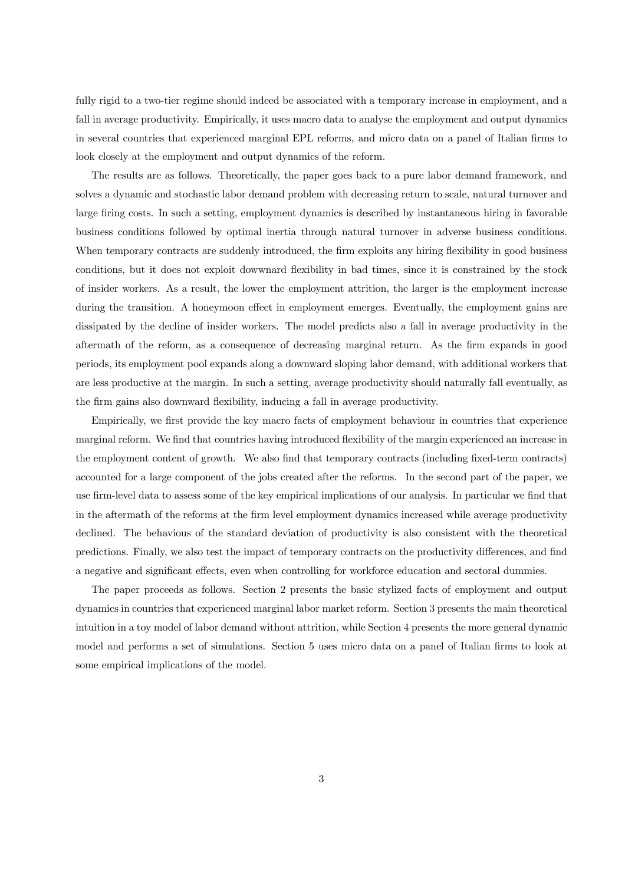fully rigid to a two-tier regime should indeed be associated with a temporary increase in employment, and a fall in average productivity. Empirically, it uses macro data to analyse the employment and output dynamics in several countries that experienced marginal EPL reforms, and micro data on a panel of Italian firms to look closely at the employment and output dynamics of the reform.

The results are as follows. Theoretically, the paper goes back to a pure labor demand framework, and solves a dynamic and stochastic labor demand problem with decreasing return to scale, natural turnover and large firing costs. In such a setting, employment dynamics is described by instantaneous hiring in favorable business conditions followed by optimal inertia through natural turnover in adverse business conditions. When temporary contracts are suddenly introduced, the firm exploits any hiring flexibility in good business conditions, but it does not exploit dowwnard flexibility in bad times, since it is constrained by the stock of insider workers. As a result, the lower the employment attrition, the larger is the employment increase during the transition. A honeymoon effect in employment emerges. Eventually, the employment gains are dissipated by the decline of insider workers. The model predicts also a fall in average productivity in the aftermath of the reform, as a consequence of decreasing marginal return. As the firm expands in good periods, its employment pool expands along a downward sloping labor demand, with additional workers that are less productive at the margin. In such a setting, average productivity should naturally fall eventually, as the firm gains also downward flexibility, inducing a fall in average productivity.

Empirically, we first provide the key macro facts of employment behaviour in countries that experience marginal reform. We find that countries having introduced flexibility of the margin experienced an increase in the employment content of growth. We also find that temporary contracts (including fixed-term contracts) accounted for a large component of the jobs created after the reforms. In the second part of the paper, we use firm-level data to assess some of the key empirical implications of our analysis. In particular we find that in the aftermath of the reforms at the firm level employment dynamics increased while average productivity declined. The behavious of the standard deviation of productivity is also consistent with the theoretical predictions. Finally, we also test the impact of temporary contracts on the productivity differences, and find a negative and significant effects, even when controlling for workforce education and sectoral dummies.

The paper proceeds as follows. Section 2 presents the basic stylized facts of employment and output dynamics in countries that experienced marginal labor market reform. Section 3 presents the main theoretical intuition in a toy model of labor demand without attrition, while Section 4 presents the more general dynamic model and performs a set of simulations. Section 5 uses micro data on a panel of Italian firms to look at some empirical implications of the model.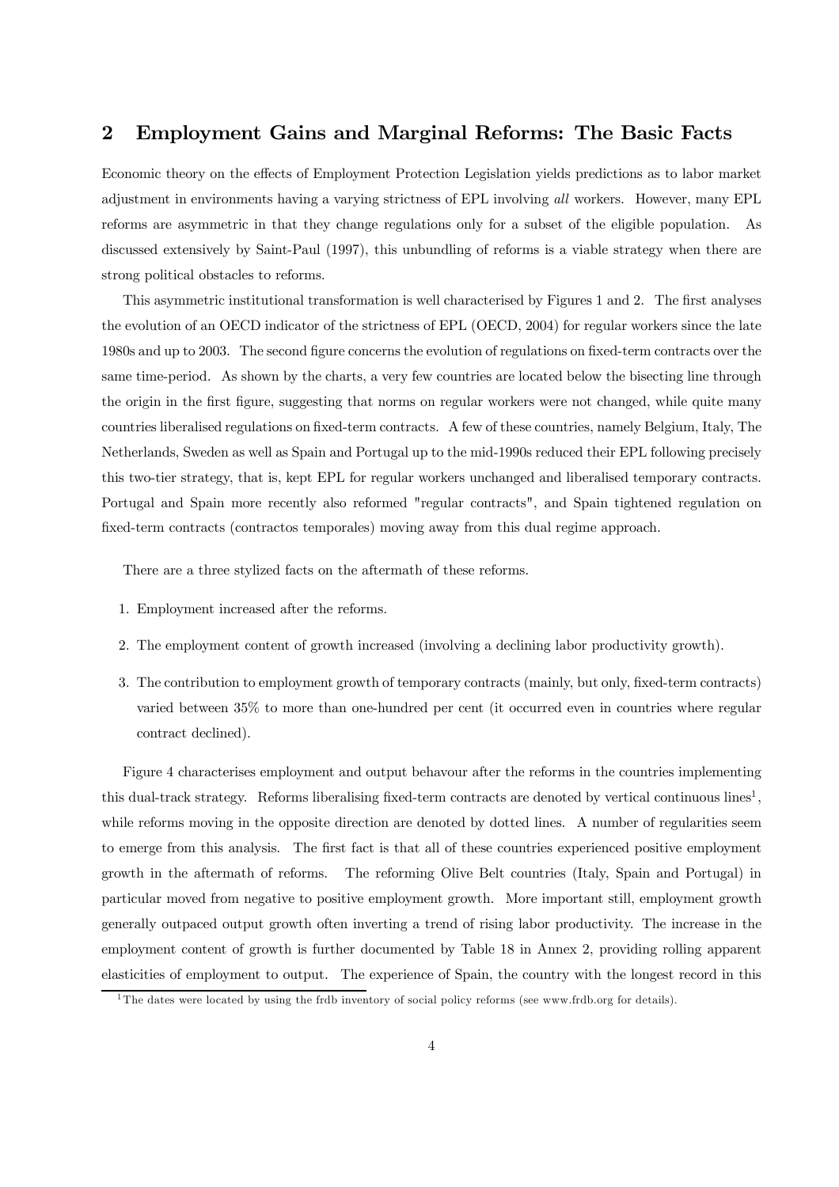## 2 Employment Gains and Marginal Reforms: The Basic Facts

Economic theory on the effects of Employment Protection Legislation yields predictions as to labor market adjustment in environments having a varying strictness of EPL involving *all* workers. However, many EPL reforms are asymmetric in that they change regulations only for a subset of the eligible population. As discussed extensively by Saint-Paul (1997), this unbundling of reforms is a viable strategy when there are strong political obstacles to reforms.

This asymmetric institutional transformation is well characterised by Figures 1 and 2. The first analyses the evolution of an OECD indicator of the strictness of EPL (OECD, 2004) for regular workers since the late 1980s and up to 2003. The second figure concerns the evolution of regulations on fixed-term contracts over the same time-period. As shown by the charts, a very few countries are located below the bisecting line through the origin in the first figure, suggesting that norms on regular workers were not changed, while quite many countries liberalised regulations on fixed-term contracts. A few of these countries, namely Belgium, Italy, The Netherlands, Sweden as well as Spain and Portugal up to the mid-1990s reduced their EPL following precisely this two-tier strategy, that is, kept EPL for regular workers unchanged and liberalised temporary contracts. Portugal and Spain more recently also reformed "regular contracts", and Spain tightened regulation on fixed-term contracts (contractos temporales) moving away from this dual regime approach.

There are a three stylized facts on the aftermath of these reforms.

1. Employment increased after the reforms.
2. The employment content of growth increased (involving a declining labor productivity growth).
3. The contribution to employment growth of temporary contracts (mainly, but only, fixed-term contracts) varied between 35% to more than one-hundred per cent (it occurred even in countries where regular contract declined).

Figure 4 characterises employment and output behavour after the reforms in the countries implementing this dual-track strategy. Reforms liberalising fixed-term contracts are denoted by vertical continuous lines[1], while reforms moving in the opposite direction are denoted by dotted lines. A number of regularities seem to emerge from this analysis. The first fact is that all of these countries experienced positive employment growth in the aftermath of reforms. The reforming Olive Belt countries (Italy, Spain and Portugal) in particular moved from negative to positive employment growth. More important still, employment growth generally outpaced output growth often inverting a trend of rising labor productivity. The increase in the employment content of growth is further documented by Table 18 in Annex 2, providing rolling apparent elasticities of employment to output. The experience of Spain, the country with the longest record in this

[1] The dates were located by using the frdb inventory of social policy reforms (see www.frdb.org for details).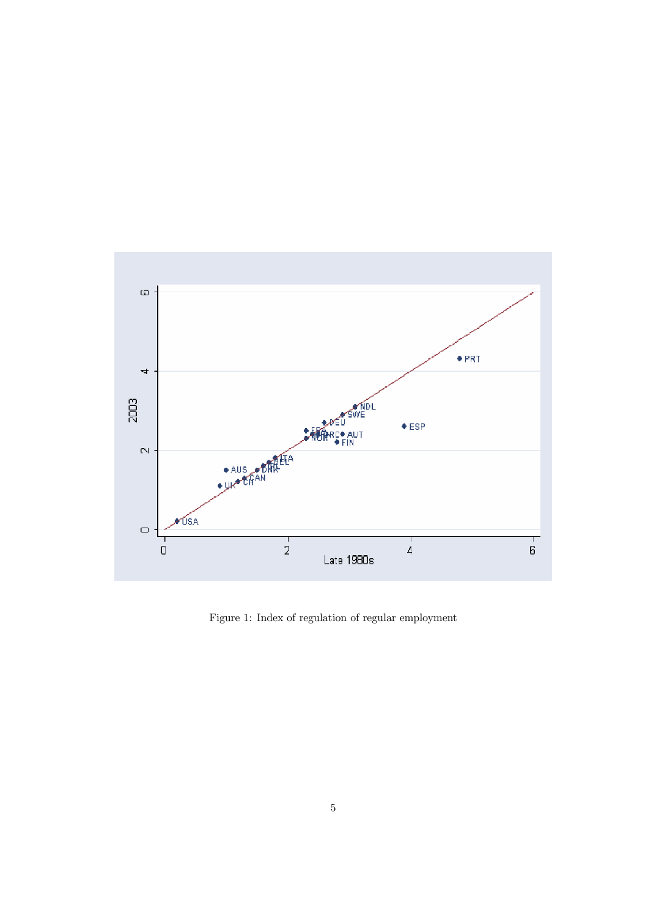Figure 1: Index of regulation of regular employment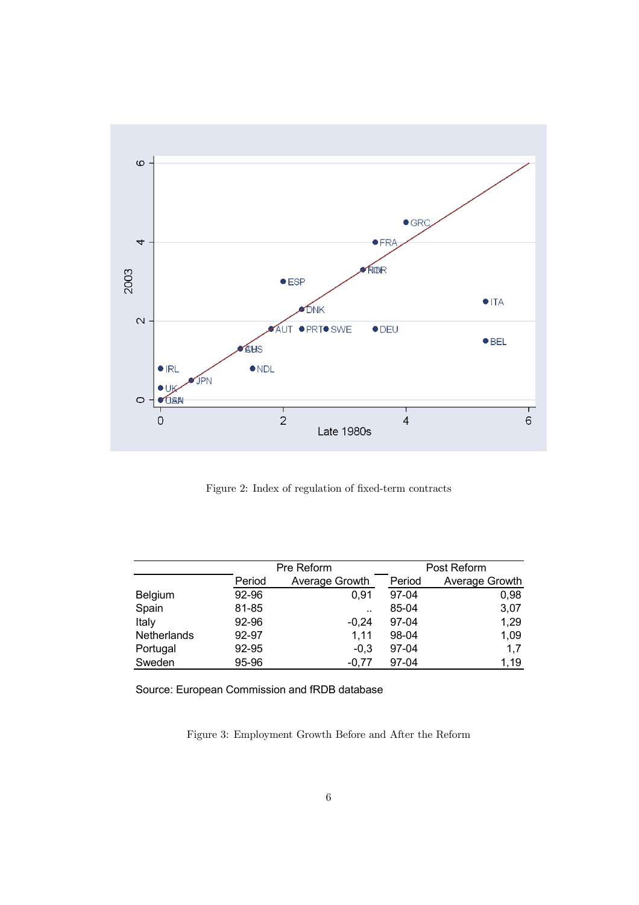Figure 2: Index of regulation of fixed-term contracts

| | Pre Reform | | Post Reform | |
|---|---|---|---|---|
| | Period | Average Growth | Period | Average Growth |
| Belgium | 92-96 | 0,91 | 97-04 | 0,98 |
| Spain | 81-85 | .. | 85-04 | 3,07 |
| Italy | 92-96 | -0,24 | 97-04 | 1,29 |
| Netherlands | 92-97 | 1,11 | 98-04 | 1,09 |
| Portugal | 92-95 | -0,3 | 97-04 | 1,7 |
| Sweden | 95-96 | -0,77 | 97-04 | 1,19 |

Source: European Commission and fRDB database

Figure 3: Employment Growth Before and After the Reform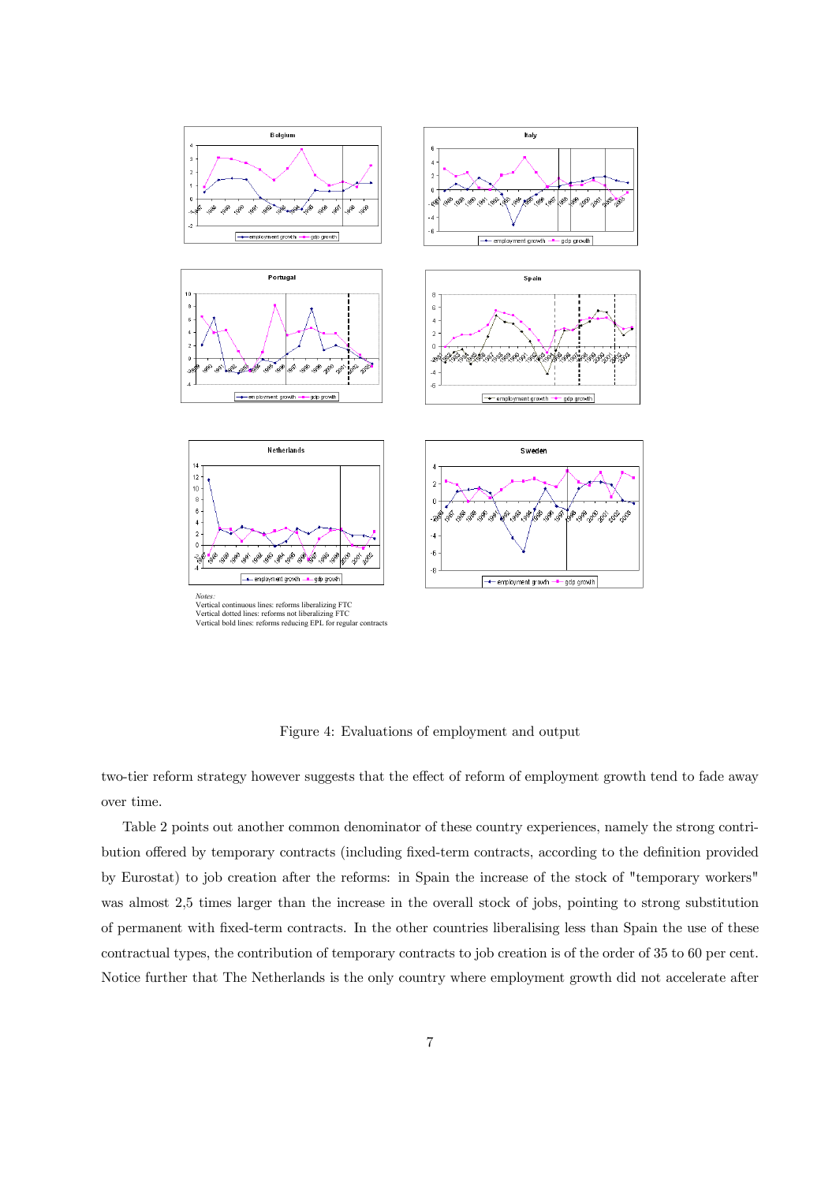*Notes:*
Vertical continuous lines: reforms liberalizing FTC
Vertical dotted lines: reforms not liberalizing FTC
Vertical bold lines: reforms reducing EPL for regular contracts

Figure 4: Evaluations of employment and output

two-tier reform strategy however suggests that the effect of reform of employment growth tend to fade away over time.

Table 2 points out another common denominator of these country experiences, namely the strong contribution offered by temporary contracts (including fixed-term contracts, according to the definition provided by Eurostat) to job creation after the reforms: in Spain the increase of the stock of "temporary workers" was almost 2,5 times larger than the increase in the overall stock of jobs, pointing to strong substitution of permanent with fixed-term contracts. In the other countries liberalising less than Spain the use of these contractual types, the contribution of temporary contracts to job creation is of the order of 35 to 60 per cent. Notice further that The Netherlands is the only country where employment growth did not accelerate after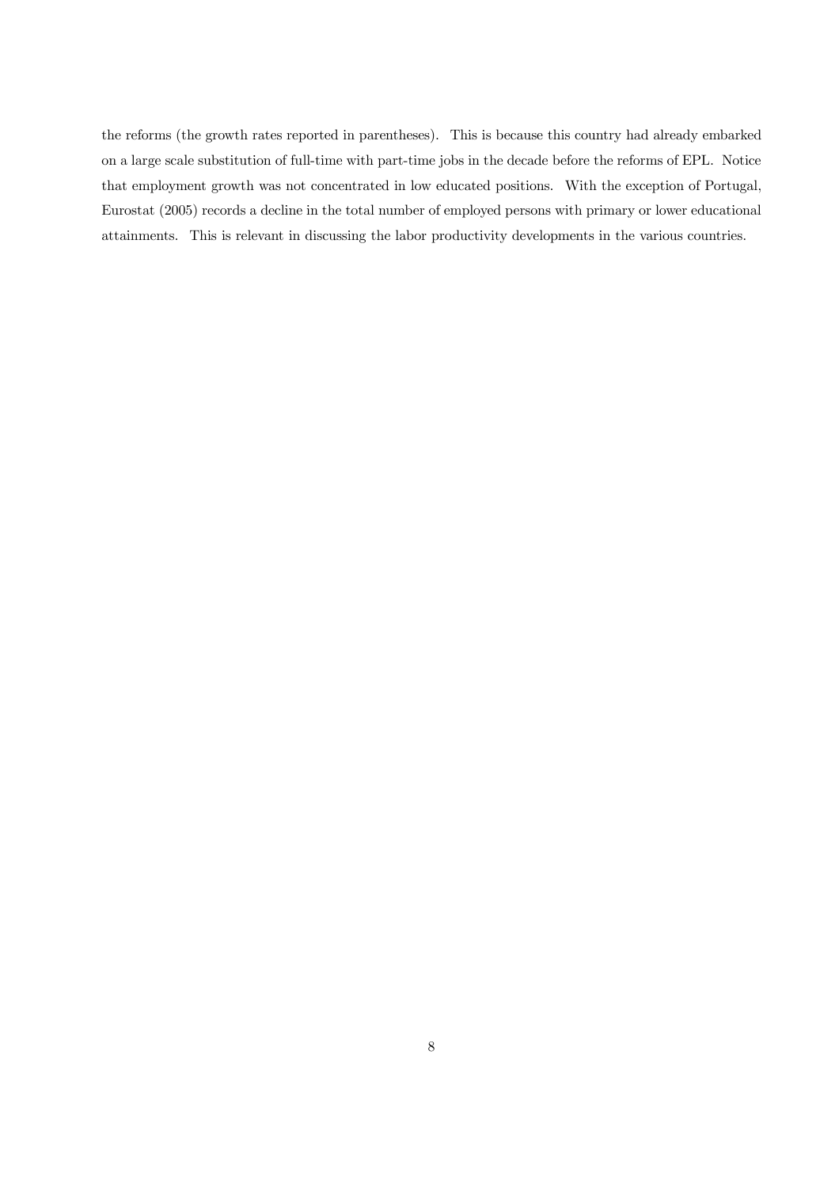the reforms (the growth rates reported in parentheses). This is because this country had already embarked on a large scale substitution of full-time with part-time jobs in the decade before the reforms of EPL. Notice that employment growth was not concentrated in low educated positions. With the exception of Portugal, Eurostat (2005) records a decline in the total number of employed persons with primary or lower educational attainments. This is relevant in discussing the labor productivity developments in the various countries.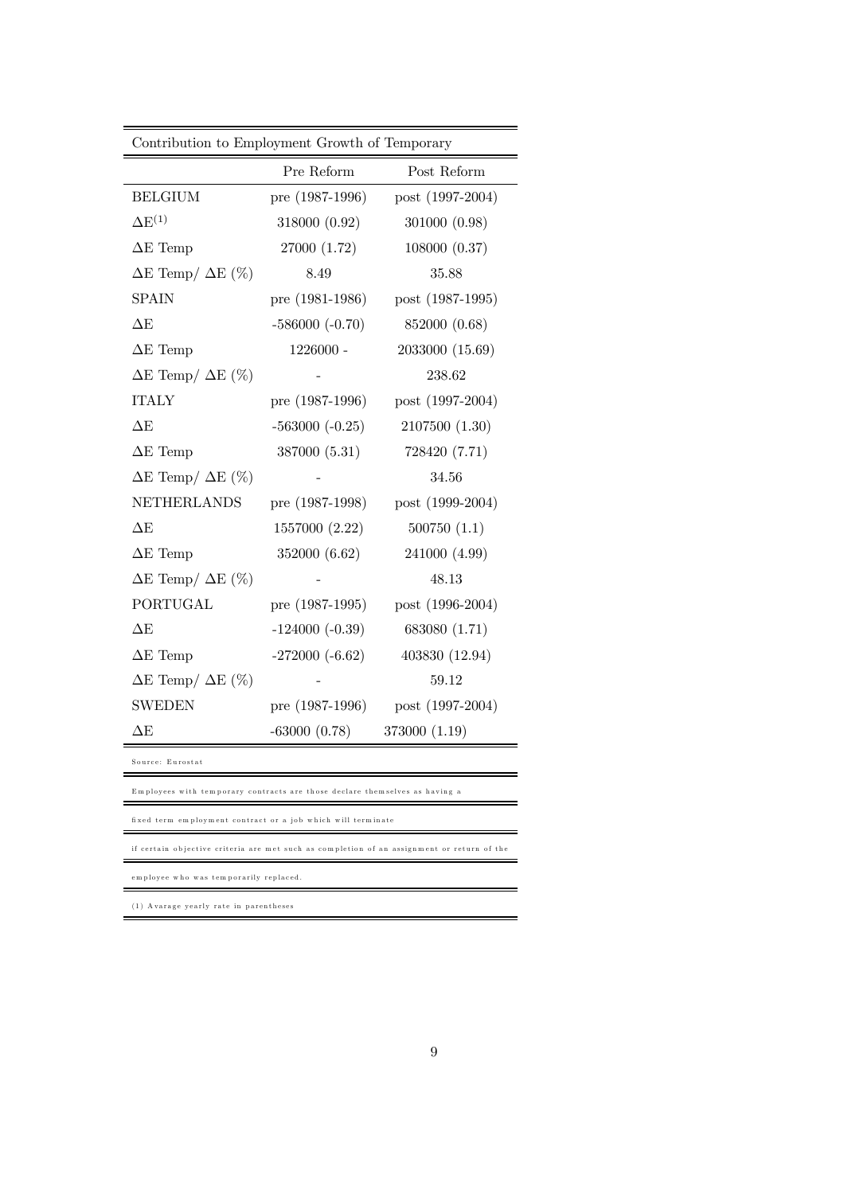| Contribution to Employment Growth of Temporary | | |
|---|---|---|
| | Pre Reform | Post Reform |
| BELGIUM | pre (1987-1996) | post (1997-2004) |
| $\Delta E^{(1)}$ | 318000 (0.92) | 301000 (0.98) |
| $\Delta E$ Temp | 27000 (1.72) | 108000 (0.37) |
| $\Delta E$ Temp/ $\Delta E$ (%) | 8.49 | 35.88 |
| SPAIN | pre (1981-1986) | post (1987-1995) |
| $\Delta E$ | -586000 (-0.70) | 852000 (0.68) |
| $\Delta E$ Temp | 1226000 - | 2033000 (15.69) |
| $\Delta E$ Temp/ $\Delta E$ (%) | - | 238.62 |
| ITALY | pre (1987-1996) | post (1997-2004) |
| $\Delta E$ | -563000 (-0.25) | 2107500 (1.30) |
| $\Delta E$ Temp | 387000 (5.31) | 728420 (7.71) |
| $\Delta E$ Temp/ $\Delta E$ (%) | - | 34.56 |
| NETHERLANDS | pre (1987-1998) | post (1999-2004) |
| $\Delta E$ | 1557000 (2.22) | 500750 (1.1) |
| $\Delta E$ Temp | 352000 (6.62) | 241000 (4.99) |
| $\Delta E$ Temp/ $\Delta E$ (%) | - | 48.13 |
| PORTUGAL | pre (1987-1995) | post (1996-2004) |
| $\Delta E$ | -124000 (-0.39) | 683080 (1.71) |
| $\Delta E$ Temp | -272000 (-6.62) | 403830 (12.94) |
| $\Delta E$ Temp/ $\Delta E$ (%) | - | 59.12 |
| SWEDEN | pre (1987-1996) | post (1997-2004) |
| $\Delta E$ | -63000 (0.78) | 373000 (1.19) |

Source: Eurostat

Employees with temporary contracts are those declare themselves as having a

fixed term employment contract or a job which will terminate

if certain objective criteria are met such as completion of an assignment or return of the

employee who was temporarily replaced.

(1) Avarage yearly rate in parentheses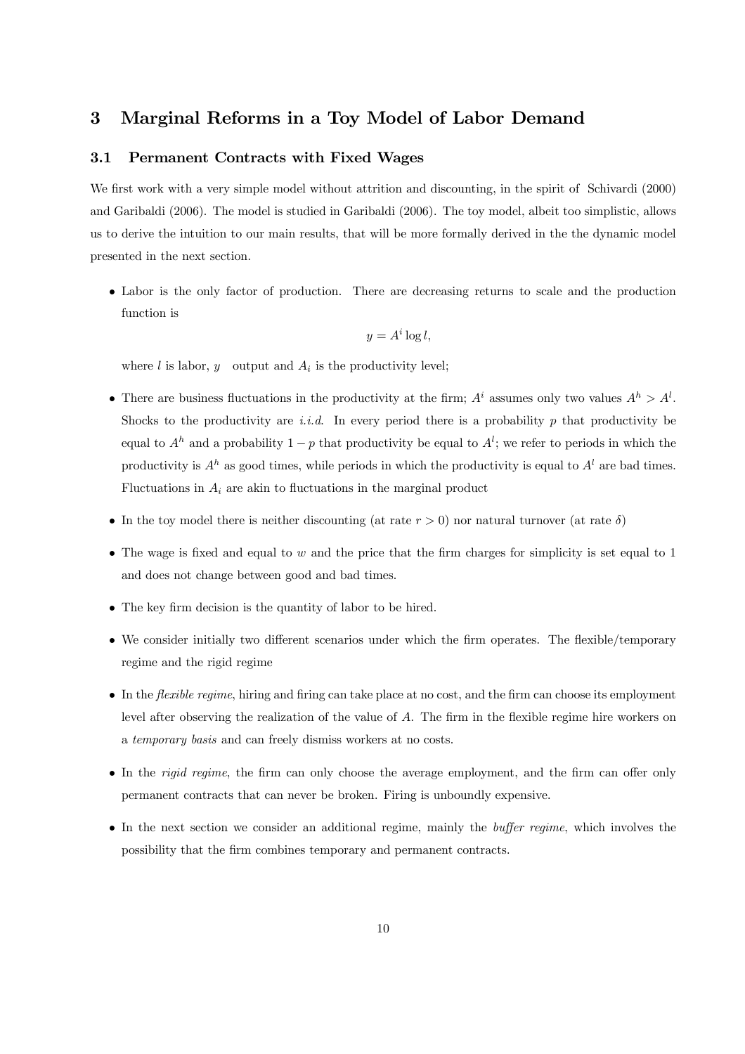## 3 Marginal Reforms in a Toy Model of Labor Demand

### 3.1 Permanent Contracts with Fixed Wages

We first work with a very simple model without attrition and discounting, in the spirit of Schivardi (2000) and Garibaldi (2006). The model is studied in Garibaldi (2006). The toy model, albeit too simplistic, allows us to derive the intuition to our main results, that will be more formally derived in the the dynamic model presented in the next section.

- Labor is the only factor of production. There are decreasing returns to scale and the production function is

$$y = A^i \log l,$$

where $l$ is labor, $y$ output and $A_i$ is the productivity level;

- There are business fluctuations in the productivity at the firm; $A^i$ assumes only two values $A^h > A^l$. Shocks to the productivity are *i.i.d.* In every period there is a probability $p$ that productivity be equal to $A^h$ and a probability $1 - p$ that productivity be equal to $A^l$; we refer to periods in which the productivity is $A^h$ as good times, while periods in which the productivity is equal to $A^l$ are bad times. Fluctuations in $A_i$ are akin to fluctuations in the marginal product
- In the toy model there is neither discounting (at rate $r > 0$) nor natural turnover (at rate $\delta$)
- The wage is fixed and equal to $w$ and the price that the firm charges for simplicity is set equal to 1 and does not change between good and bad times.
- The key firm decision is the quantity of labor to be hired.
- We consider initially two different scenarios under which the firm operates. The flexible/temporary regime and the rigid regime
- In the *flexible regime*, hiring and firing can take place at no cost, and the firm can choose its employment level after observing the realization of the value of $A$. The firm in the flexible regime hire workers on a *temporary basis* and can freely dismiss workers at no costs.
- In the *rigid regime*, the firm can only choose the average employment, and the firm can offer only permanent contracts that can never be broken. Firing is unboundly expensive.
- In the next section we consider an additional regime, mainly the *buffer regime*, which involves the possibility that the firm combines temporary and permanent contracts.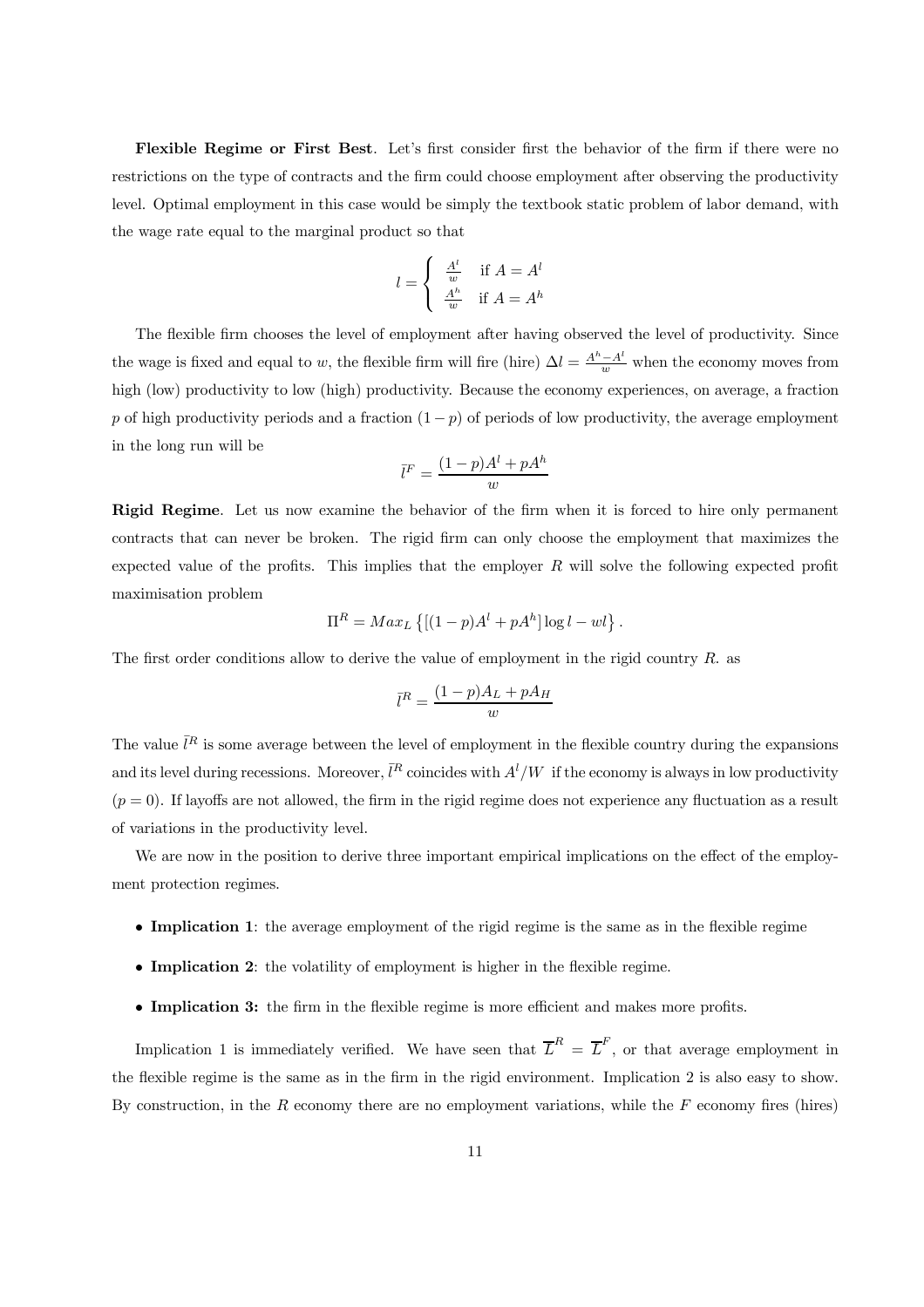**Flexible Regime or First Best**. Let's first consider first the behavior of the firm if there were no restrictions on the type of contracts and the firm could choose employment after observing the productivity level. Optimal employment in this case would be simply the textbook static problem of labor demand, with the wage rate equal to the marginal product so that

$$l = \begin{cases} \frac{A^l}{w} & \text{if } A = A^l \\ \frac{A^h}{w} & \text{if } A = A^h \end{cases}$$

The flexible firm chooses the level of employment after having observed the level of productivity. Since the wage is fixed and equal to $w$, the flexible firm will fire (hire) $\Delta l = \frac{A^h - A^l}{w}$ when the economy moves from high (low) productivity to low (high) productivity. Because the economy experiences, on average, a fraction $p$ of high productivity periods and a fraction $(1-p)$ of periods of low productivity, the average employment in the long run will be

$$\bar{l}^F = \frac{(1-p)A^l + pA^h}{w}$$

**Rigid Regime**. Let us now examine the behavior of the firm when it is forced to hire only permanent contracts that can never be broken. The rigid firm can only choose the employment that maximizes the expected value of the profits. This implies that the employer $R$ will solve the following expected profit maximisation problem

$$\Pi^R = Max_L \left\{ [(1-p)A^l + pA^h] \log l - wl \right\}.$$

The first order conditions allow to derive the value of employment in the rigid country $R$. as

$$\bar{l}^R = \frac{(1-p)A_L + pA_H}{w}$$

The value $\bar{l}^R$ is some average between the level of employment in the flexible country during the expansions and its level during recessions. Moreover, $\bar{l}^R$ coincides with $A^l/W$ if the economy is always in low productivity $(p = 0)$. If layoffs are not allowed, the firm in the rigid regime does not experience any fluctuation as a result of variations in the productivity level.

We are now in the position to derive three important empirical implications on the effect of the employment protection regimes.

- **Implication 1**: the average employment of the rigid regime is the same as in the flexible regime
- **Implication 2**: the volatility of employment is higher in the flexible regime.
- **Implication 3:** the firm in the flexible regime is more efficient and makes more profits.

Implication 1 is immediately verified. We have seen that $\overline{L}^R = \overline{L}^F$, or that average employment in the flexible regime is the same as in the firm in the rigid environment. Implication 2 is also easy to show. By construction, in the $R$ economy there are no employment variations, while the $F$ economy fires (hires)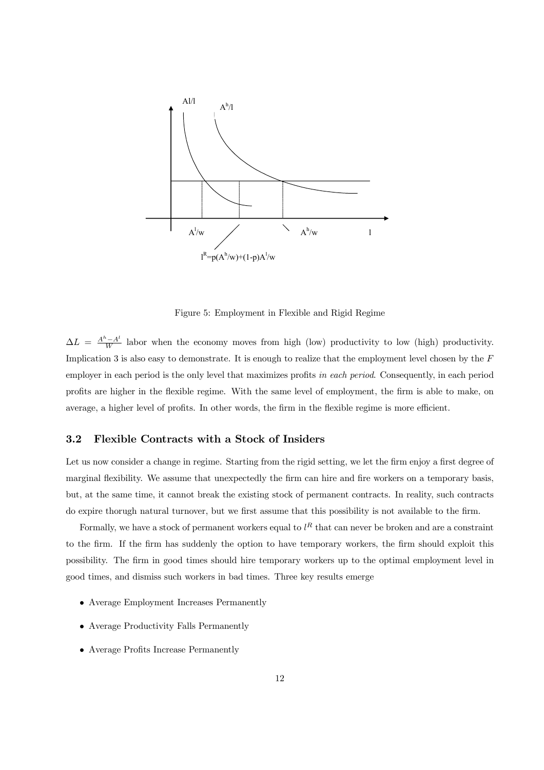Figure 5: Employment in Flexible and Rigid Regime

$\Delta L = \frac{A^h - A^l}{W}$ labor when the economy moves from high (low) productivity to low (high) productivity. Implication 3 is also easy to demonstrate. It is enough to realize that the employment level chosen by the $F$ employer in each period is the only level that maximizes profits *in each period*. Consequently, in each period profits are higher in the flexible regime. With the same level of employment, the firm is able to make, on average, a higher level of profits. In other words, the firm in the flexible regime is more efficient.

### 3.2 Flexible Contracts with a Stock of Insiders

Let us now consider a change in regime. Starting from the rigid setting, we let the firm enjoy a first degree of marginal flexibility. We assume that unexpectedly the firm can hire and fire workers on a temporary basis, but, at the same time, it cannot break the existing stock of permanent contracts. In reality, such contracts do expire thorugh natural turnover, but we first assume that this possibility is not available to the firm.

Formally, we have a stock of permanent workers equal to $l^R$ that can never be broken and are a constraint to the firm. If the firm has suddenly the option to have temporary workers, the firm should exploit this possibility. The firm in good times should hire temporary workers up to the optimal employment level in good times, and dismiss such workers in bad times. Three key results emerge

- Average Employment Increases Permanently
- Average Productivity Falls Permanently
- Average Profits Increase Permanently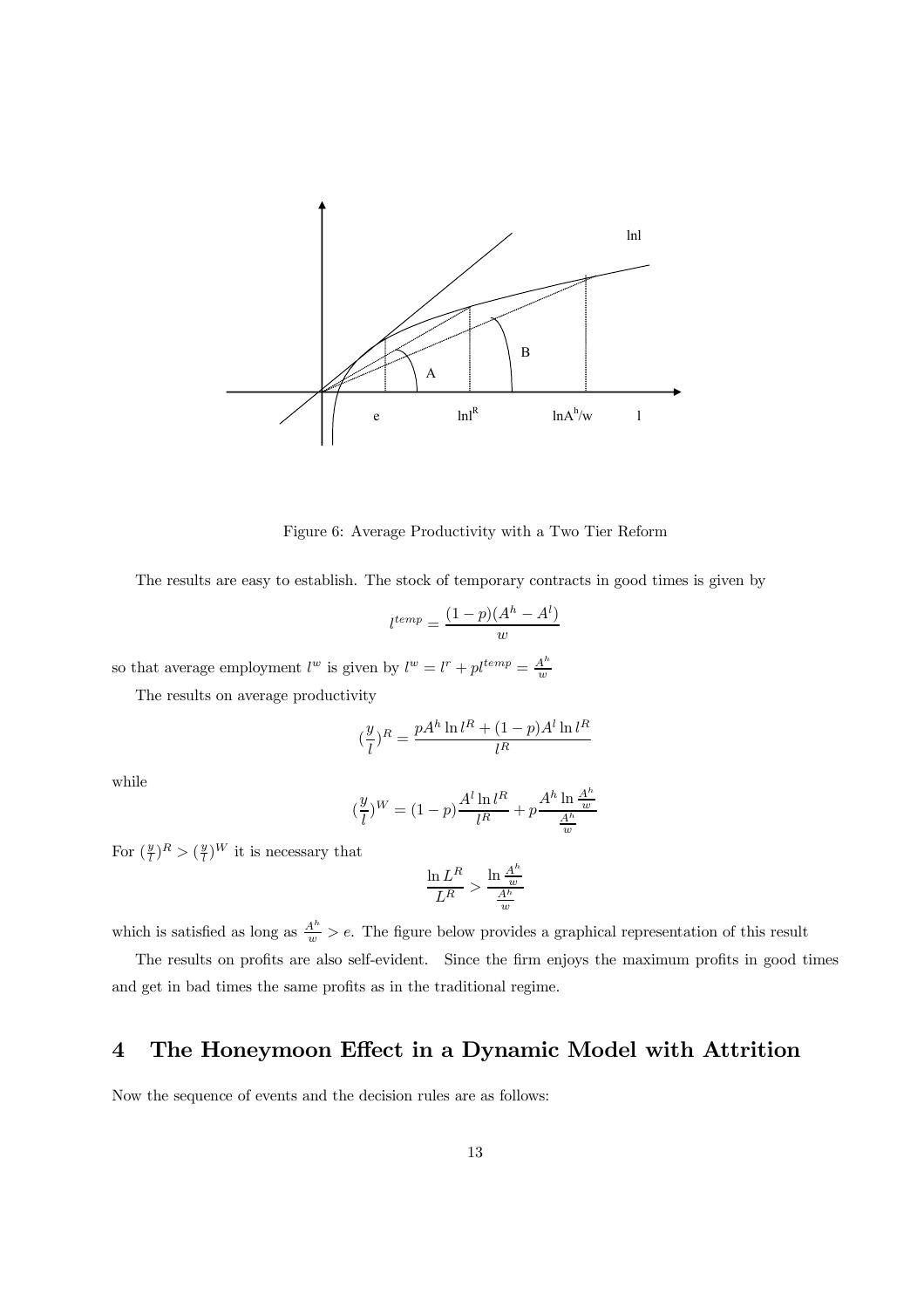Figure 6: Average Productivity with a Two Tier Reform

The results are easy to establish. The stock of temporary contracts in good times is given by

$$l^{temp} = \frac{(1-p)(A^h - A^l)}{w}$$

so that average employment $l^w$ is given by $l^w = l^r + pl^{temp} = \frac{A^h}{w}$

The results on average productivity

$$(\frac{y}{l})^R = \frac{pA^h \ln l^R + (1-p)A^l \ln l^R}{l^R}$$

while

$$(\frac{y}{l})^W = (1-p)\frac{A^l \ln l^R}{l^R} + p\frac{A^h \ln \frac{A^h}{w}}{\frac{A^h}{w}}$$

For $(\frac{y}{l})^R > (\frac{y}{l})^W$ it is necessary that

$$\frac{\ln L^R}{L^R} > \frac{\ln \frac{A^h}{w}}{\frac{A^h}{w}}$$

which is satisfied as long as $\frac{A^h}{w} > e$. The figure below provides a graphical representation of this result

The results on profits are also self-evident. Since the firm enjoys the maximum profits in good times and get in bad times the same profits as in the traditional regime.

# 4 The Honeymoon Effect in a Dynamic Model with Attrition

Now the sequence of events and the decision rules are as follows: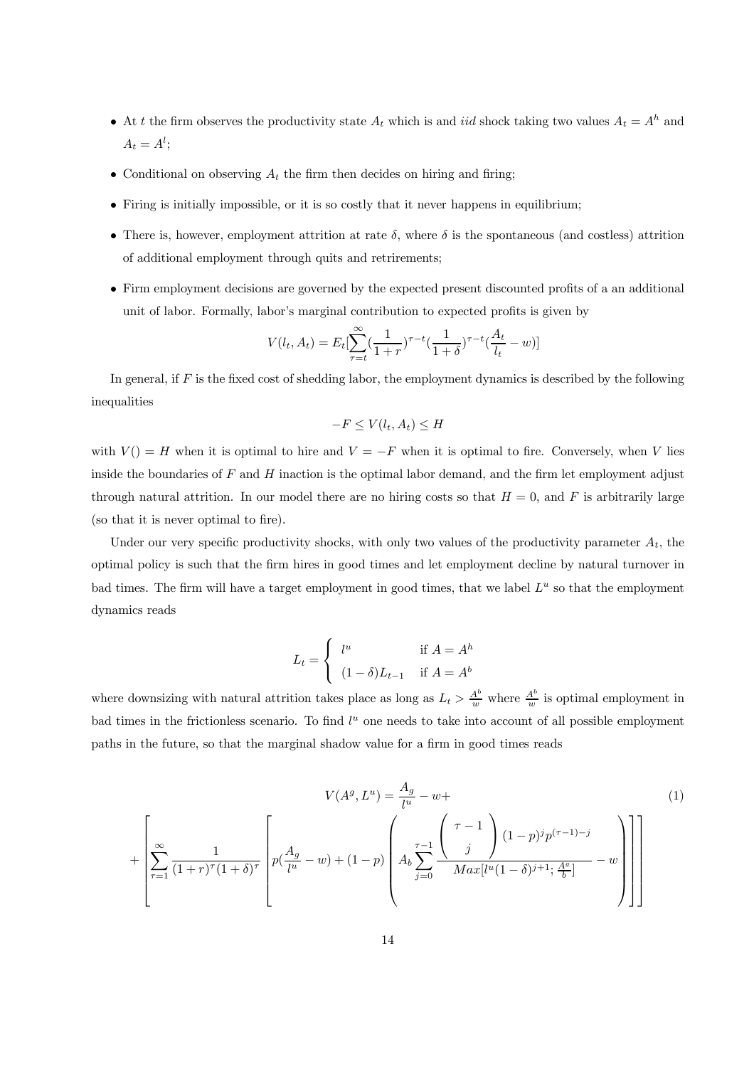- At $t$ the firm observes the productivity state $A_t$ which is and *iid* shock taking two values $A_t = A^h$ and $A_t = A^l$;
- Conditional on observing $A_t$ the firm then decides on hiring and firing;
- Firing is initially impossible, or it is so costly that it never happens in equilibrium;
- There is, however, employment attrition at rate $\delta$, where $\delta$ is the spontaneous (and costless) attrition of additional employment through quits and retrirements;
- Firm employment decisions are governed by the expected present discounted profits of a an additional unit of labor. Formally, labor's marginal contribution to expected profits is given by

$$V(l_t, A_t) = E_t[\sum_{\tau=t}^{\infty}(\frac{1}{1+r})^{\tau-t}(\frac{1}{1+\delta})^{\tau-t}(\frac{A_t}{l_t} - w)]$$

In general, if $F$ is the fixed cost of shedding labor, the employment dynamics is described by the following inequalities

$$-F \leq V(l_t, A_t) \leq H$$

with $V() = H$ when it is optimal to hire and $V = -F$ when it is optimal to fire. Conversely, when $V$ lies inside the boundaries of $F$ and $H$ inaction is the optimal labor demand, and the firm let employment adjust through natural attrition. In our model there are no hiring costs so that $H = 0$, and $F$ is arbitrarily large (so that it is never optimal to fire).

Under our very specific productivity shocks, with only two values of the productivity parameter $A_t$, the optimal policy is such that the firm hires in good times and let employment decline by natural turnover in bad times. The firm will have a target employment in good times, that we label $L^u$ so that the employment dynamics reads

$$L_t = \begin{cases} l^u & \text{if } A = A^h \\ (1-\delta)L_{t-1} & \text{if } A = A^b \end{cases}$$

where downsizing with natural attrition takes place as long as $L_t > \frac{A^b}{w}$ where $\frac{A^b}{w}$ is optimal employment in bad times in the frictionless scenario. To find $l^u$ one needs to take into account of all possible employment paths in the future, so that the marginal shadow value for a firm in good times reads

$$V(A^g, L^u) = \frac{A_g}{l^u} - w + \tag{1}$$

$$+\left[\sum_{\tau=1}^{\infty}\frac{1}{(1+r)^{\tau}(1+\delta)^{\tau}}\left[p(\frac{A_g}{l^u} - w) + (1-p)\left(A_b\sum_{j=0}^{\tau-1}\frac{\binom{\tau-1}{j}(1-p)^j p^{(\tau-1)-j}}{Max[l^u(1-\delta)^{j+1}; \frac{A^g}{b}]} - w\right)\right]\right]$$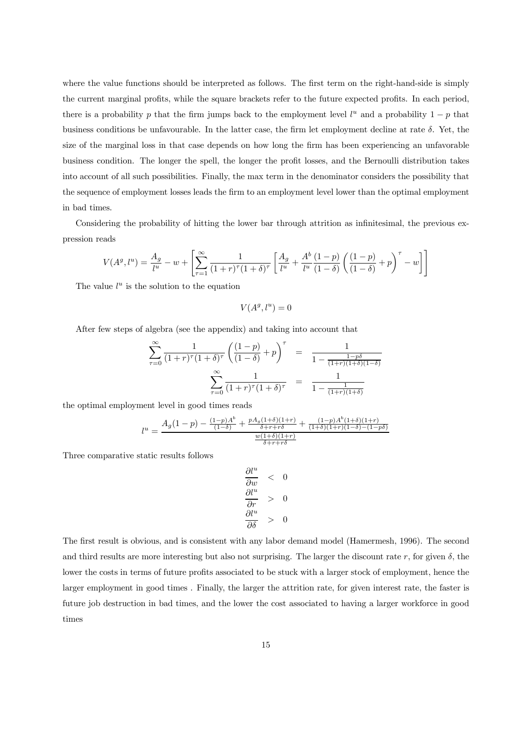where the value functions should be interpreted as follows. The first term on the right-hand-side is simply the current marginal profits, while the square brackets refer to the future expected profits. In each period, there is a probability $p$ that the firm jumps back to the employment level $l^u$ and a probability $1-p$ that business conditions be unfavourable. In the latter case, the firm let employment decline at rate $\delta$. Yet, the size of the marginal loss in that case depends on how long the firm has been experiencing an unfavorable business condition. The longer the spell, the longer the profit losses, and the Bernoulli distribution takes into account of all such possibilities. Finally, the max term in the denominator considers the possibility that the sequence of employment losses leads the firm to an employment level lower than the optimal employment in bad times.

Considering the probability of hitting the lower bar through attrition as infinitesimal, the previous expression reads

$$V(A^g, l^u) = \frac{A_g}{l^u} - w + \left[ \sum_{\tau=1}^{\infty} \frac{1}{(1+r)^\tau (1+\delta)^\tau} \left[ \frac{A_g}{l^u} + \frac{A^b}{l^u} \frac{(1-p)}{(1-\delta)} \left( \frac{(1-p)}{(1-\delta)} + p \right)^\tau - w \right] \right]$$

The value $l^u$ is the solution to the equation

$$V(A^g, l^u) = 0$$

After few steps of algebra (see the appendix) and taking into account that

$$\begin{aligned}
\sum_{\tau=0}^{\infty} \frac{1}{(1+r)^\tau (1+\delta)^\tau} \left( \frac{(1-p)}{(1-\delta)} + p \right)^\tau &= \frac{1}{1 - \frac{1-p\delta}{(1+r)(1+\delta)(1-\delta)}} \\
\sum_{\tau=0}^{\infty} \frac{1}{(1+r)^\tau (1+\delta)^\tau} &= \frac{1}{1 - \frac{1}{(1+r)(1+\delta)}}
\end{aligned}$$

the optimal employment level in good times reads

$$l^u = \frac{A_g(1-p) - \frac{(1-p)A^b}{(1-\delta)} + \frac{pA_g(1+\delta)(1+r)}{\delta+r+r\delta} + \frac{(1-p)A^b(1+\delta)(1+r)}{(1+\delta)(1+r)(1-\delta)-(1-p\delta)}}{\frac{w(1+\delta)(1+r)}{\delta+r+r\delta}}$$

Three comparative static results follows

$$\begin{aligned}
\frac{\partial l^u}{\partial w} &< 0 \\
\frac{\partial l^u}{\partial r} &> 0 \\
\frac{\partial l^u}{\partial \delta} &> 0
\end{aligned}$$

The first result is obvious, and is consistent with any labor demand model (Hamermesh, 1996). The second and third results are more interesting but also not surprising. The larger the discount rate $r$, for given $\delta$, the lower the costs in terms of future profits associated to be stuck with a larger stock of employment, hence the larger employment in good times . Finally, the larger the attrition rate, for given interest rate, the faster is future job destruction in bad times, and the lower the cost associated to having a larger workforce in good times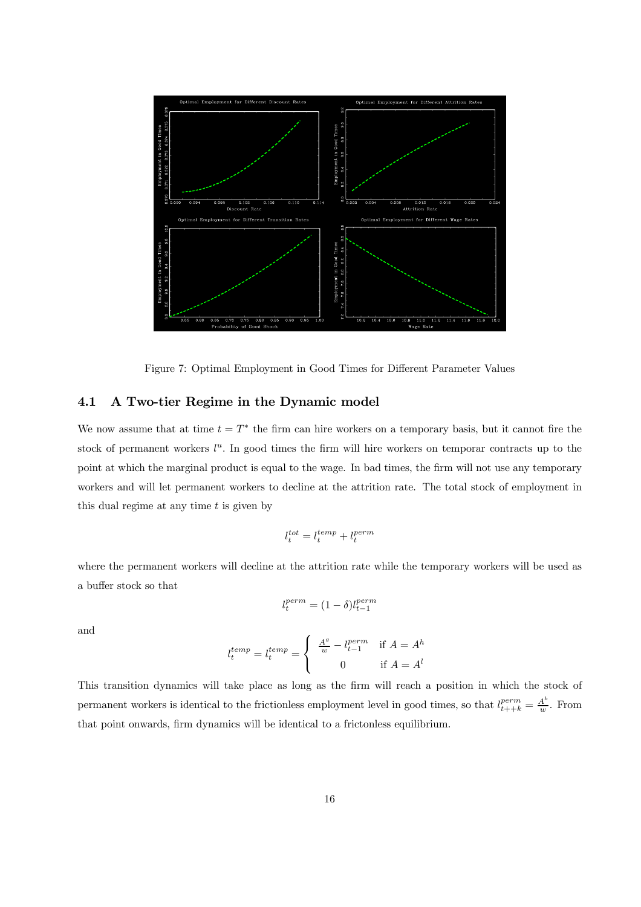Figure 7: Optimal Employment in Good Times for Different Parameter Values

### 4.1 A Two-tier Regime in the Dynamic model

We now assume that at time $t = T^*$ the firm can hire workers on a temporary basis, but it cannot fire the stock of permanent workers $l^u$. In good times the firm will hire workers on temporar contracts up to the point at which the marginal product is equal to the wage. In bad times, the firm will not use any temporary workers and will let permanent workers to decline at the attrition rate. The total stock of employment in this dual regime at any time $t$ is given by

$$l_t^{tot} = l_t^{temp} + l_t^{perm}$$

where the permanent workers will decline at the attrition rate while the temporary workers will be used as a buffer stock so that

$$l_t^{perm} = (1 - \delta) l_{t-1}^{perm}$$

and

$$l_t^{temp} = l_t^{temp} = \begin{cases} \frac{A^g}{w} - l_{t-1}^{perm} & \text{if } A = A^h \\ 0 & \text{if } A = A^l \end{cases}$$

This transition dynamics will take place as long as the firm will reach a position in which the stock of permanent workers is identical to the frictionless employment level in good times, so that $l_{t++k}^{perm} = \frac{A^b}{w}$. From that point onwards, firm dynamics will be identical to a frictonless equilibrium.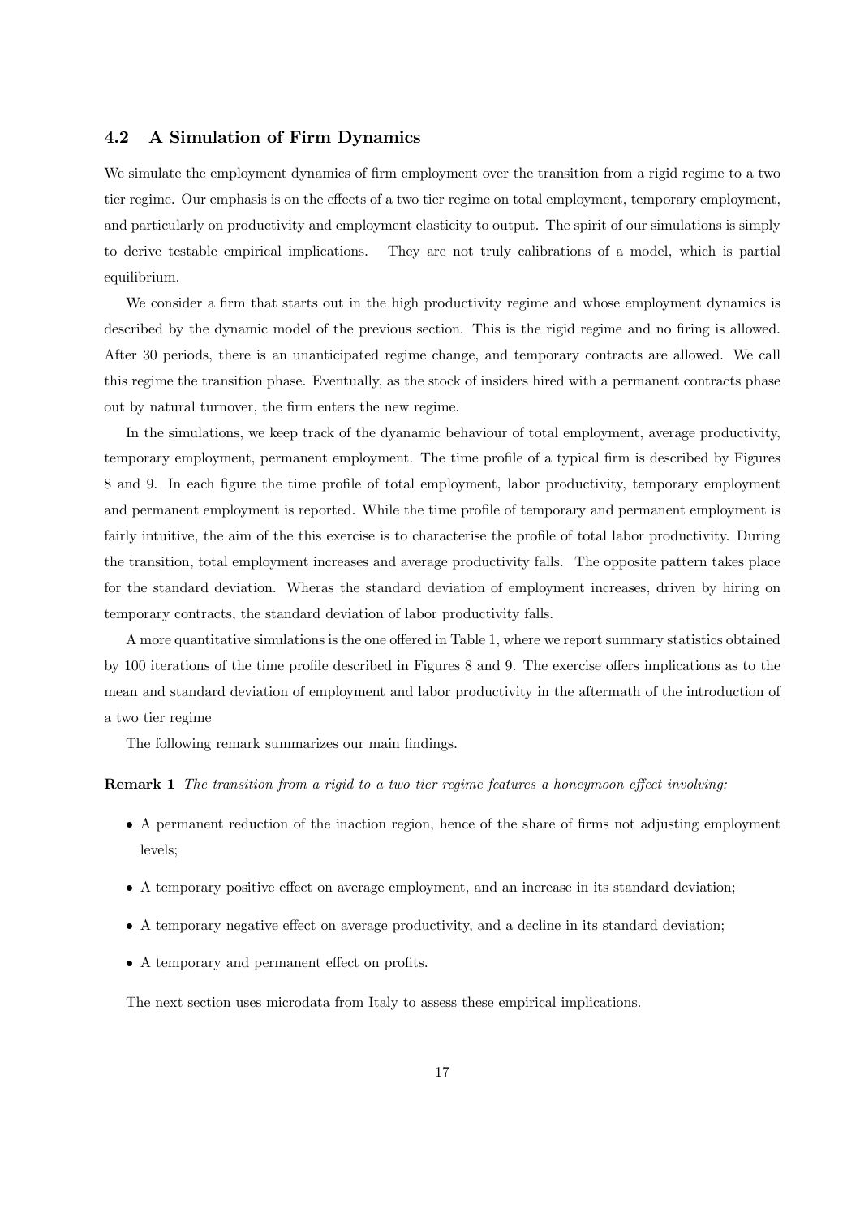### 4.2 A Simulation of Firm Dynamics

We simulate the employment dynamics of firm employment over the transition from a rigid regime to a two tier regime. Our emphasis is on the effects of a two tier regime on total employment, temporary employment, and particularly on productivity and employment elasticity to output. The spirit of our simulations is simply to derive testable empirical implications. They are not truly calibrations of a model, which is partial equilibrium.

We consider a firm that starts out in the high productivity regime and whose employment dynamics is described by the dynamic model of the previous section. This is the rigid regime and no firing is allowed. After 30 periods, there is an unanticipated regime change, and temporary contracts are allowed. We call this regime the transition phase. Eventually, as the stock of insiders hired with a permanent contracts phase out by natural turnover, the firm enters the new regime.

In the simulations, we keep track of the dyanamic behaviour of total employment, average productivity, temporary employment, permanent employment. The time profile of a typical firm is described by Figures 8 and 9. In each figure the time profile of total employment, labor productivity, temporary employment and permanent employment is reported. While the time profile of temporary and permanent employment is fairly intuitive, the aim of the this exercise is to characterise the profile of total labor productivity. During the transition, total employment increases and average productivity falls. The opposite pattern takes place for the standard deviation. Wheras the standard deviation of employment increases, driven by hiring on temporary contracts, the standard deviation of labor productivity falls.

A more quantitative simulations is the one offered in Table 1, where we report summary statistics obtained by 100 iterations of the time profile described in Figures 8 and 9. The exercise offers implications as to the mean and standard deviation of employment and labor productivity in the aftermath of the introduction of a two tier regime

The following remark summarizes our main findings.

**Remark 1** *The transition from a rigid to a two tier regime features a honeymoon effect involving:*

- A permanent reduction of the inaction region, hence of the share of firms not adjusting employment levels;
- A temporary positive effect on average employment, and an increase in its standard deviation;
- A temporary negative effect on average productivity, and a decline in its standard deviation;
- A temporary and permanent effect on profits.

The next section uses microdata from Italy to assess these empirical implications.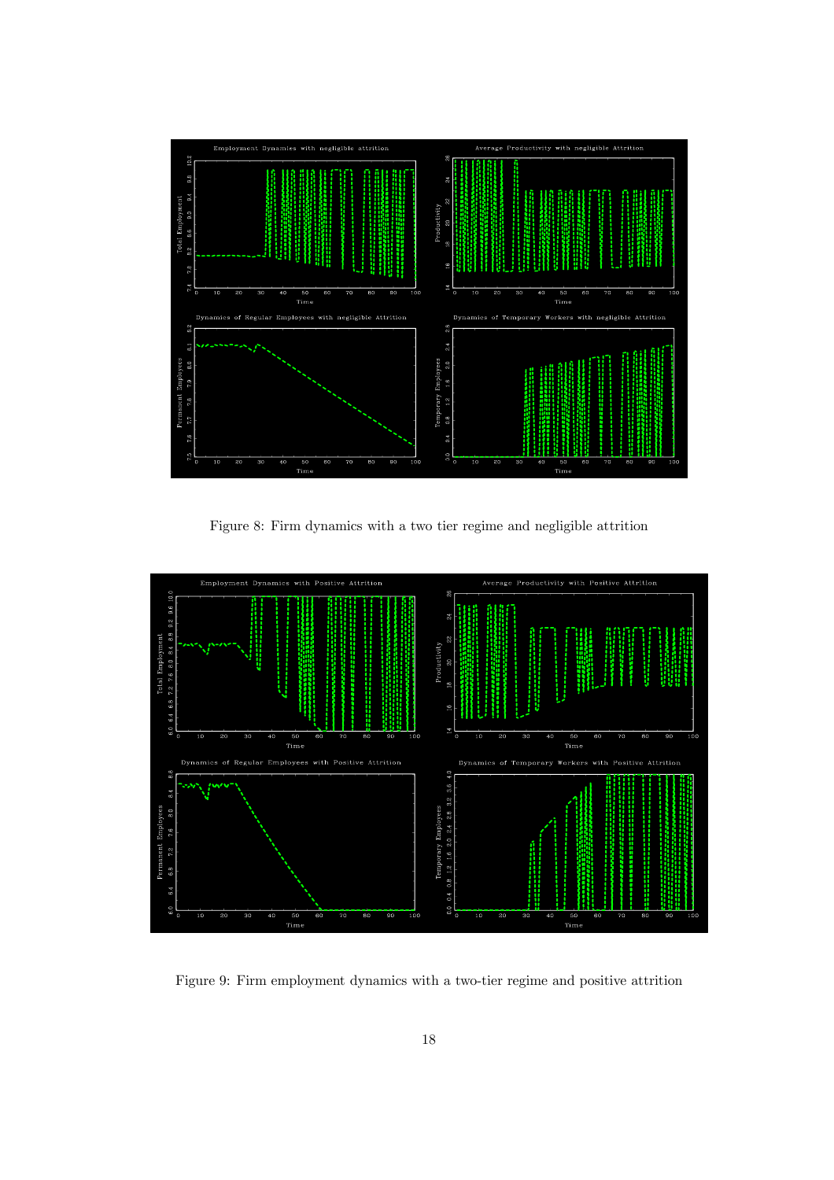Figure 8: Firm dynamics with a two tier regime and negligible attrition

Figure 9: Firm employment dynamics with a two-tier regime and positive attrition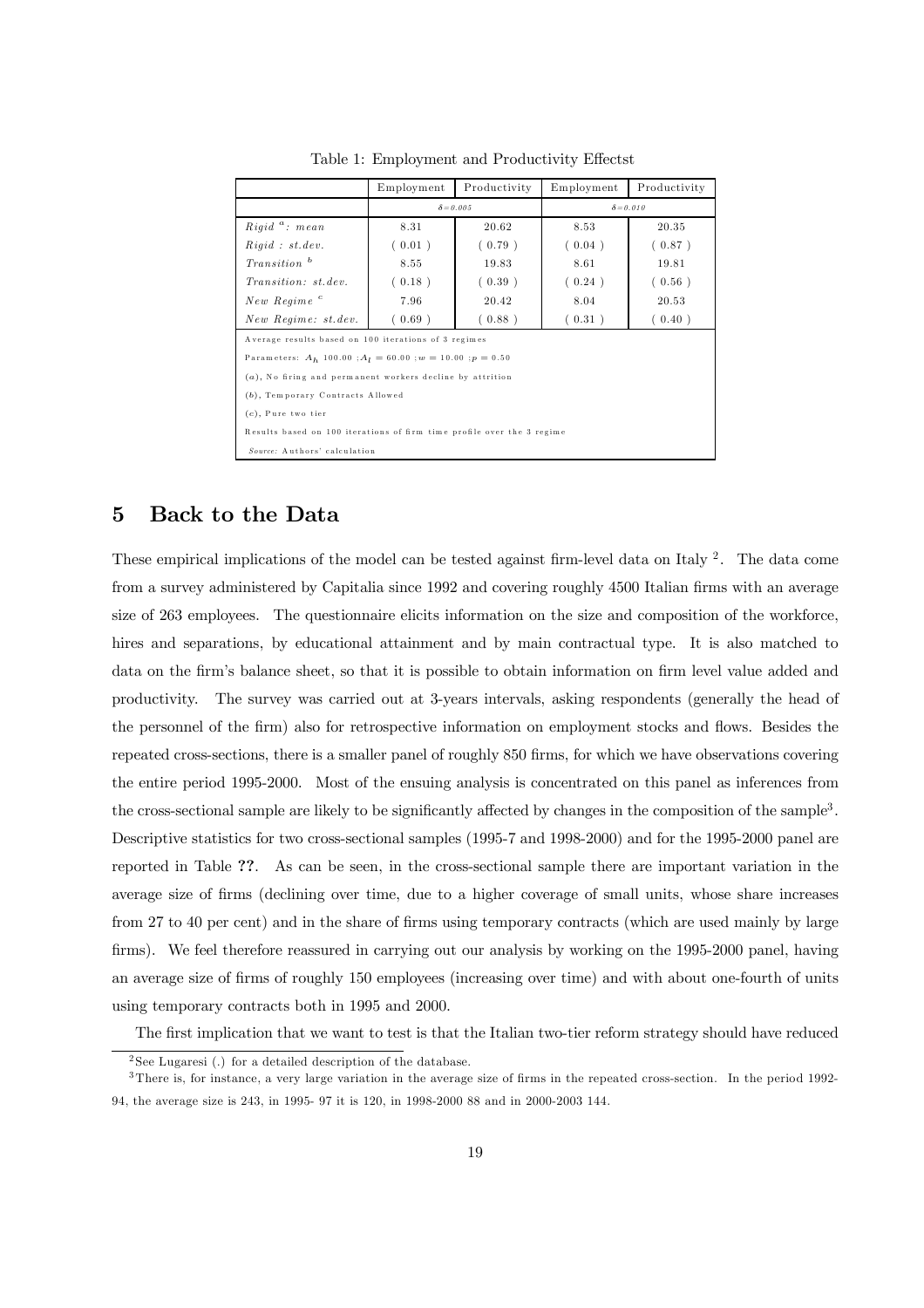Table 1: Employment and Productivity Effectst

| | Employment | Productivity | Employment | Productivity |
|---|---|---|---|---|
| | $\delta = 0.005$ | | $\delta = 0.010$ | |
| *Rigid* [a]*: mean* | 8.31 | 20.62 | 8.53 | 20.35 |
| *Rigid : st.dev.* | ( 0.01 ) | ( 0.79 ) | ( 0.04 ) | ( 0.87 ) |
| *Transition* [b] | 8.55 | 19.83 | 8.61 | 19.81 |
| *Transition: st.dev.* | ( 0.18 ) | ( 0.39 ) | ( 0.24 ) | ( 0.56 ) |
| *New Regime* [c] | 7.96 | 20.42 | 8.04 | 20.53 |
| *New Regime: st.dev.* | ( 0.69 ) | ( 0.88 ) | ( 0.31 ) | ( 0.40 ) |

Average results based on 100 iterations of 3 regimes

Parameters: $A_h$ 100.00 ; $A_l = 60.00$ ; $w = 10.00$ ; $p = 0.50$

(*a*), No firing and permanent workers decline by attrition

(*b*), Temporary Contracts Allowed

(*c*), Pure two tier

Results based on 100 iterations of firm time profile over the 3 regime

*Source:* Authors' calculation

## 5 Back to the Data

These empirical implications of the model can be tested against firm-level data on Italy [2]. The data come from a survey administered by Capitalia since 1992 and covering roughly 4500 Italian firms with an average size of 263 employees. The questionnaire elicits information on the size and composition of the workforce, hires and separations, by educational attainment and by main contractual type. It is also matched to data on the firm's balance sheet, so that it is possible to obtain information on firm level value added and productivity. The survey was carried out at 3-years intervals, asking respondents (generally the head of the personnel of the firm) also for retrospective information on employment stocks and flows. Besides the repeated cross-sections, there is a smaller panel of roughly 850 firms, for which we have observations covering the entire period 1995-2000. Most of the ensuing analysis is concentrated on this panel as inferences from the cross-sectional sample are likely to be significantly affected by changes in the composition of the sample[3]. Descriptive statistics for two cross-sectional samples (1995-7 and 1998-2000) and for the 1995-2000 panel are reported in Table **??**. As can be seen, in the cross-sectional sample there are important variation in the average size of firms (declining over time, due to a higher coverage of small units, whose share increases from 27 to 40 per cent) and in the share of firms using temporary contracts (which are used mainly by large firms). We feel therefore reassured in carrying out our analysis by working on the 1995-2000 panel, having an average size of firms of roughly 150 employees (increasing over time) and with about one-fourth of units using temporary contracts both in 1995 and 2000.

The first implication that we want to test is that the Italian two-tier reform strategy should have reduced

[2] See Lugaresi (.) for a detailed description of the database.

[3] There is, for instance, a very large variation in the average size of firms in the repeated cross-section. In the period 1992-94, the average size is 243, in 1995- 97 it is 120, in 1998-2000 88 and in 2000-2003 144.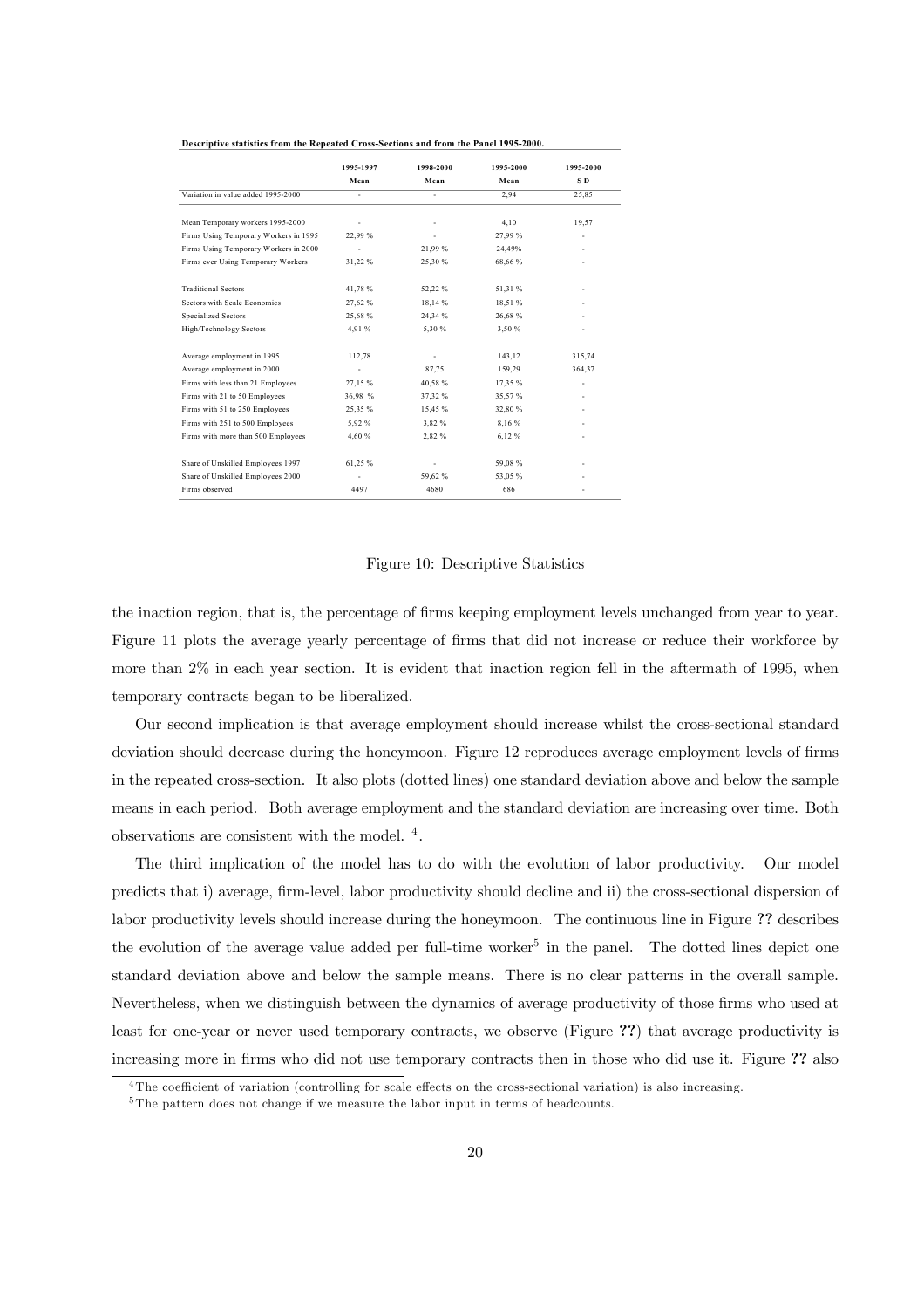**Descriptive statistics from the Repeated Cross-Sections and from the Panel 1995-2000.**

| | 1995-1997 Mean | 1998-2000 Mean | 1995-2000 Mean | 1995-2000 SD |
|---|---|---|---|---|
| Variation in value added 1995-2000 | - | - | 2,94 | 25,85 |
| Mean Temporary workers 1995-2000 | - | - | 4,10 | 19,57 |
| Firms Using Temporary Workers in 1995 | 22,99 % | - | 27,99 % | - |
| Firms Using Temporary Workers in 2000 | - | 21,99 % | 24,49% | - |
| Firms ever Using Temporary Workers | 31,22 % | 25,30 % | 68,66 % | - |
| Traditional Sectors | 41,78 % | 52,22 % | 51,31 % | - |
| Sectors with Scale Economies | 27,62 % | 18,14 % | 18,51 % | - |
| Specialized Sectors | 25,68 % | 24,34 % | 26,68 % | - |
| High/Technology Sectors | 4,91 % | 5,30 % | 3,50 % | - |
| Average employment in 1995 | 112,78 | - | 143,12 | 315,74 |
| Average employment in 2000 | - | 87,75 | 159,29 | 364,37 |
| Firms with less than 21 Employees | 27,15 % | 40,58 % | 17,35 % | - |
| Firms with 21 to 50 Employees | 36,98 % | 37,32 % | 35,57 % | - |
| Firms with 51 to 250 Employees | 25,35 % | 15,45 % | 32,80 % | - |
| Firms with 251 to 500 Employees | 5,92 % | 3,82 % | 8,16 % | - |
| Firms with more than 500 Employees | 4,60 % | 2,82 % | 6,12 % | - |
| Share of Unskilled Employees 1997 | 61,25 % | - | 59,08 % | - |
| Share of Unskilled Employees 2000 | - | 59,62 % | 53,05 % | - |
| Firms observed | 4497 | 4680 | 686 | - |

Figure 10: Descriptive Statistics

the inaction region, that is, the percentage of firms keeping employment levels unchanged from year to year. Figure 11 plots the average yearly percentage of firms that did not increase or reduce their workforce by more than 2% in each year section. It is evident that inaction region fell in the aftermath of 1995, when temporary contracts began to be liberalized.

Our second implication is that average employment should increase whilst the cross-sectional standard deviation should decrease during the honeymoon. Figure 12 reproduces average employment levels of firms in the repeated cross-section. It also plots (dotted lines) one standard deviation above and below the sample means in each period. Both average employment and the standard deviation are increasing over time. Both observations are consistent with the model. [4].

The third implication of the model has to do with the evolution of labor productivity. Our model predicts that i) average, firm-level, labor productivity should decline and ii) the cross-sectional dispersion of labor productivity levels should increase during the honeymoon. The continuous line in Figure **??** describes the evolution of the average value added per full-time worker[5] in the panel. The dotted lines depict one standard deviation above and below the sample means. There is no clear patterns in the overall sample. Nevertheless, when we distinguish between the dynamics of average productivity of those firms who used at least for one-year or never used temporary contracts, we observe (Figure **??**) that average productivity is increasing more in firms who did not use temporary contracts then in those who did use it. Figure **??** also

[4] The coefficient of variation (controlling for scale effects on the cross-sectional variation) is also increasing.

[5] The pattern does not change if we measure the labor input in terms of headcounts.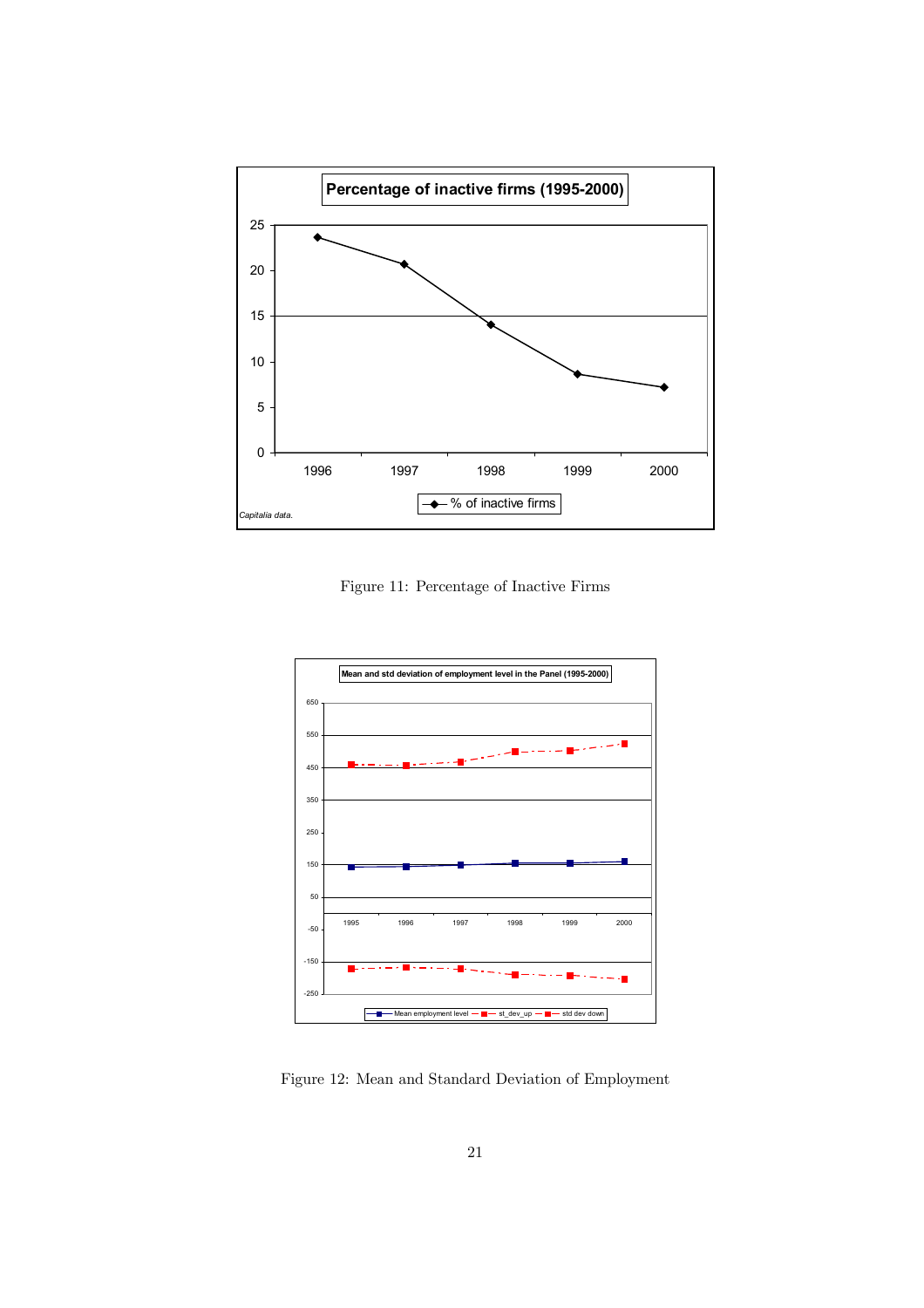Figure 11: Percentage of Inactive Firms

Figure 12: Mean and Standard Deviation of Employment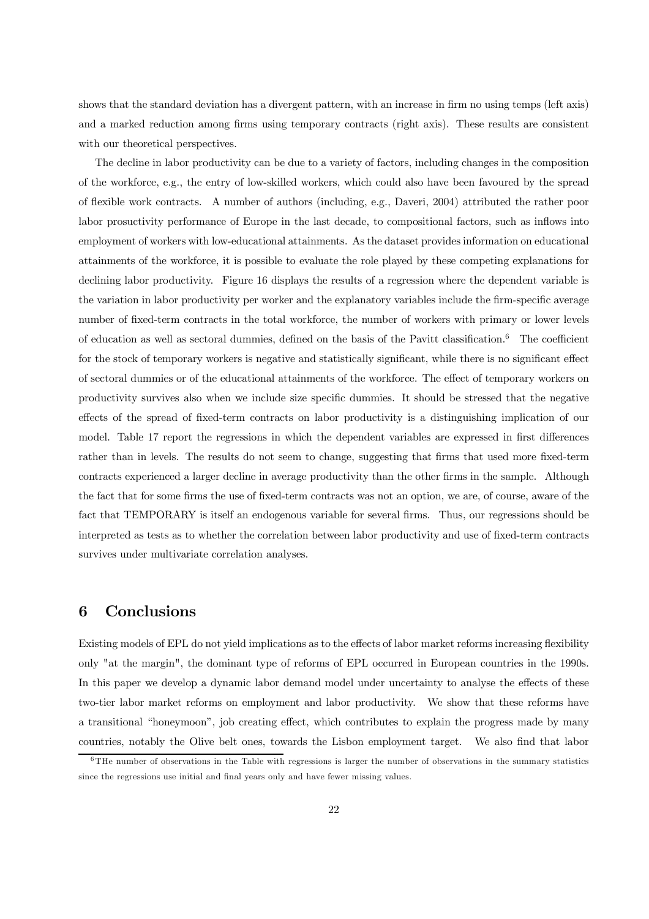shows that the standard deviation has a divergent pattern, with an increase in firm no using temps (left axis) and a marked reduction among firms using temporary contracts (right axis). These results are consistent with our theoretical perspectives.

The decline in labor productivity can be due to a variety of factors, including changes in the composition of the workforce, e.g., the entry of low-skilled workers, which could also have been favoured by the spread of flexible work contracts. A number of authors (including, e.g., Daveri, 2004) attributed the rather poor labor prosuctivity performance of Europe in the last decade, to compositional factors, such as inflows into employment of workers with low-educational attainments. As the dataset provides information on educational attainments of the workforce, it is possible to evaluate the role played by these competing explanations for declining labor productivity. Figure 16 displays the results of a regression where the dependent variable is the variation in labor productivity per worker and the explanatory variables include the firm-specific average number of fixed-term contracts in the total workforce, the number of workers with primary or lower levels of education as well as sectoral dummies, defined on the basis of the Pavitt classification.[6] The coefficient for the stock of temporary workers is negative and statistically significant, while there is no significant effect of sectoral dummies or of the educational attainments of the workforce. The effect of temporary workers on productivity survives also when we include size specific dummies. It should be stressed that the negative effects of the spread of fixed-term contracts on labor productivity is a distinguishing implication of our model. Table 17 report the regressions in which the dependent variables are expressed in first differences rather than in levels. The results do not seem to change, suggesting that firms that used more fixed-term contracts experienced a larger decline in average productivity than the other firms in the sample. Although the fact that for some firms the use of fixed-term contracts was not an option, we are, of course, aware of the fact that TEMPORARY is itself an endogenous variable for several firms. Thus, our regressions should be interpreted as tests as to whether the correlation between labor productivity and use of fixed-term contracts survives under multivariate correlation analyses.

# 6 Conclusions

Existing models of EPL do not yield implications as to the effects of labor market reforms increasing flexibility only "at the margin", the dominant type of reforms of EPL occurred in European countries in the 1990s. In this paper we develop a dynamic labor demand model under uncertainty to analyse the effects of these two-tier labor market reforms on employment and labor productivity. We show that these reforms have a transitional "honeymoon", job creating effect, which contributes to explain the progress made by many countries, notably the Olive belt ones, towards the Lisbon employment target. We also find that labor

[6] THe number of observations in the Table with regressions is larger the number of observations in the summary statistics since the regressions use initial and final years only and have fewer missing values.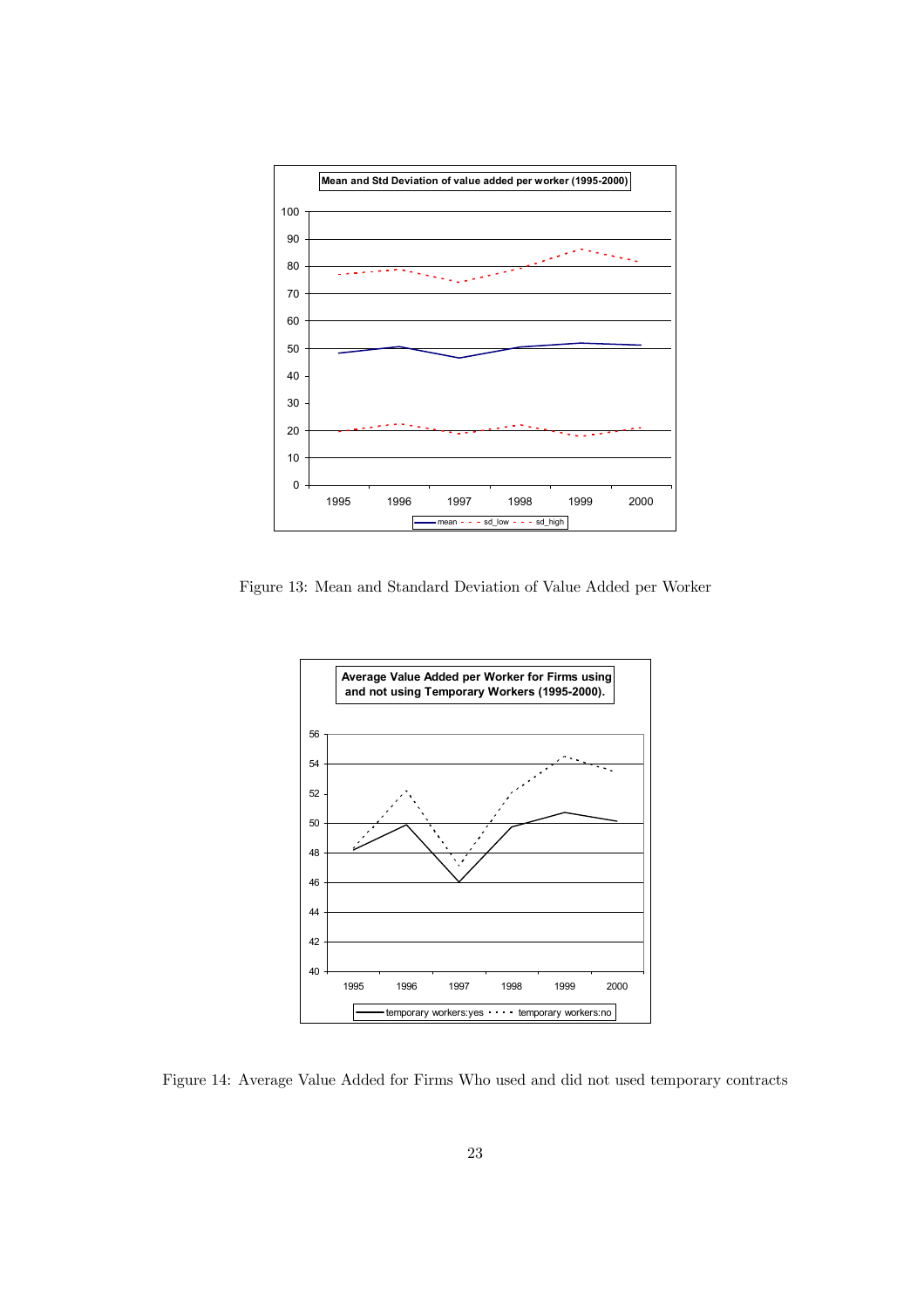Figure 13: Mean and Standard Deviation of Value Added per Worker

Figure 14: Average Value Added for Firms Who used and did not used temporary contracts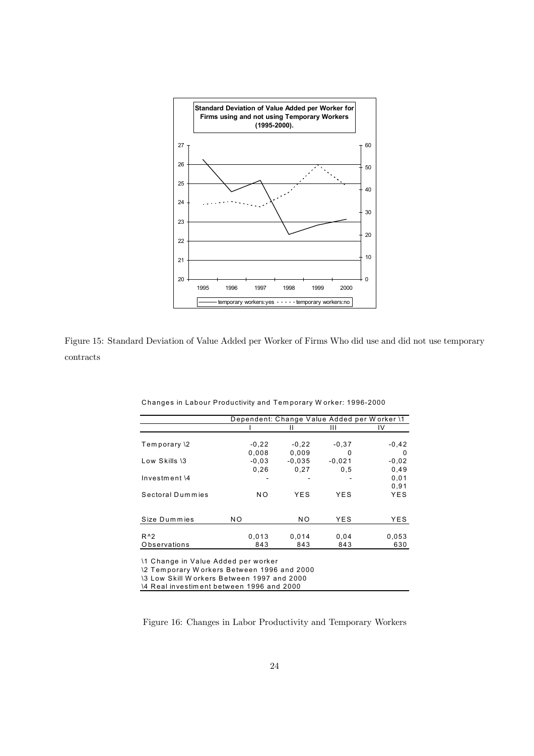Figure 15: Standard Deviation of Value Added per Worker of Firms Who did use and did not use temporary contracts

Changes in Labour Productivity and Temporary Worker: 1996-2000

| | Dependent: Change Value Added per Worker \1 | | | |
|---|---|---|---|---|
| | I | II | III | IV |
| Temporary \2 | -0,22 | -0,22 | -0,37 | -0,42 |
| | 0,008 | 0,009 | 0 | 0 |
| Low Skills \3 | -0,03 | -0,035 | -0,021 | -0,02 |
| | 0,26 | 0,27 | 0,5 | 0,49 |
| Investment \4 | - | - | - | 0,01 |
| | | | | 0,91 |
| Sectoral Dummies | NO | YES | YES | YES |
| Size Dummies | NO | NO | YES | YES |
| $R^2$ | 0,013 | 0,014 | 0,04 | 0,053 |
| Observations | 843 | 843 | 843 | 630 |

\1 Change in Value Added per worker
\2 Temporary Workers Between 1996 and 2000
\3 Low Skill Workers Between 1997 and 2000
\4 Real investiment between 1996 and 2000

Figure 16: Changes in Labor Productivity and Temporary Workers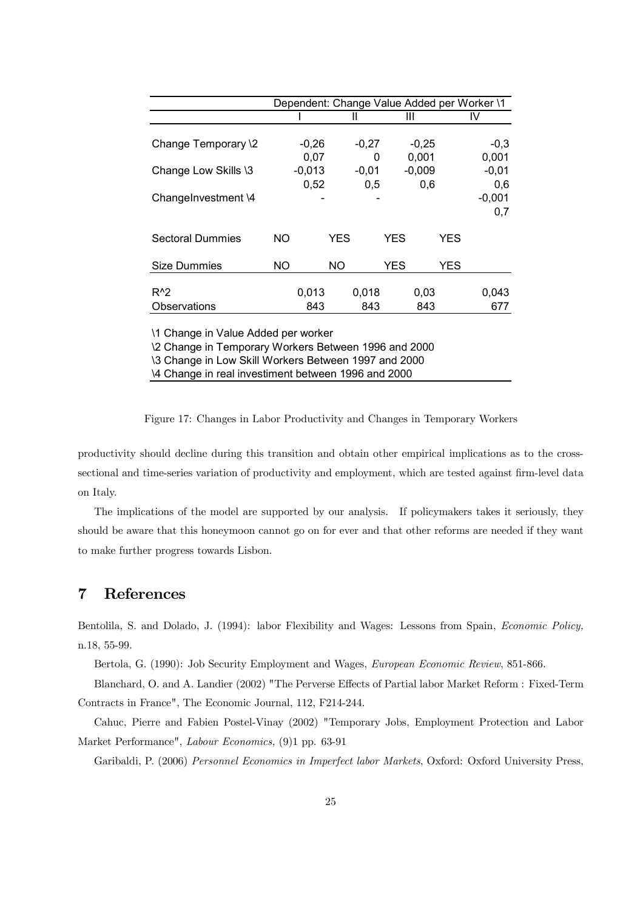| | Dependent: Change Value Added per Worker \1 | | | |
|---|---|---|---|---|
| | I | II | III | IV |
| Change Temporary \2 | -0,26 | -0,27 | -0,25 | -0,3 |
| | 0,07 | 0 | 0,001 | 0,001 |
| Change Low Skills \3 | -0,013 | -0,01 | -0,009 | -0,01 |
| | 0,52 | 0,5 | 0,6 | 0,6 |
| ChangeInvestment \4 | - | - | | -0,001 |
| | | | | 0,7 |
| Sectoral Dummies | NO | YES | YES | YES |
| Size Dummies | NO | NO | YES | YES |
| R^2 | 0,013 | 0,018 | 0,03 | 0,043 |
| Observations | 843 | 843 | 843 | 677 |

\1 Change in Value Added per worker
\2 Change in Temporary Workers Between 1996 and 2000
\3 Change in Low Skill Workers Between 1997 and 2000
\4 Change in real investiment between 1996 and 2000

Figure 17: Changes in Labor Productivity and Changes in Temporary Workers

productivity should decline during this transition and obtain other empirical implications as to the cross-sectional and time-series variation of productivity and employment, which are tested against firm-level data on Italy.

The implications of the model are supported by our analysis. If policymakers takes it seriously, they should be aware that this honeymoon cannot go on for ever and that other reforms are needed if they want to make further progress towards Lisbon.

## 7 References

Bentolila, S. and Dolado, J. (1994): labor Flexibility and Wages: Lessons from Spain, *Economic Policy,* n.18, 55-99.

Bertola, G. (1990): Job Security Employment and Wages, *European Economic Review*, 851-866.

Blanchard, O. and A. Landier (2002) "The Perverse Effects of Partial labor Market Reform : Fixed-Term Contracts in France", The Economic Journal, 112, F214-244.

Cahuc, Pierre and Fabien Postel-Vinay (2002) "Temporary Jobs, Employment Protection and Labor Market Performance", *Labour Economics,* (9)1 pp. 63-91

Garibaldi, P. (2006) *Personnel Economics in Imperfect labor Markets*, Oxford: Oxford University Press,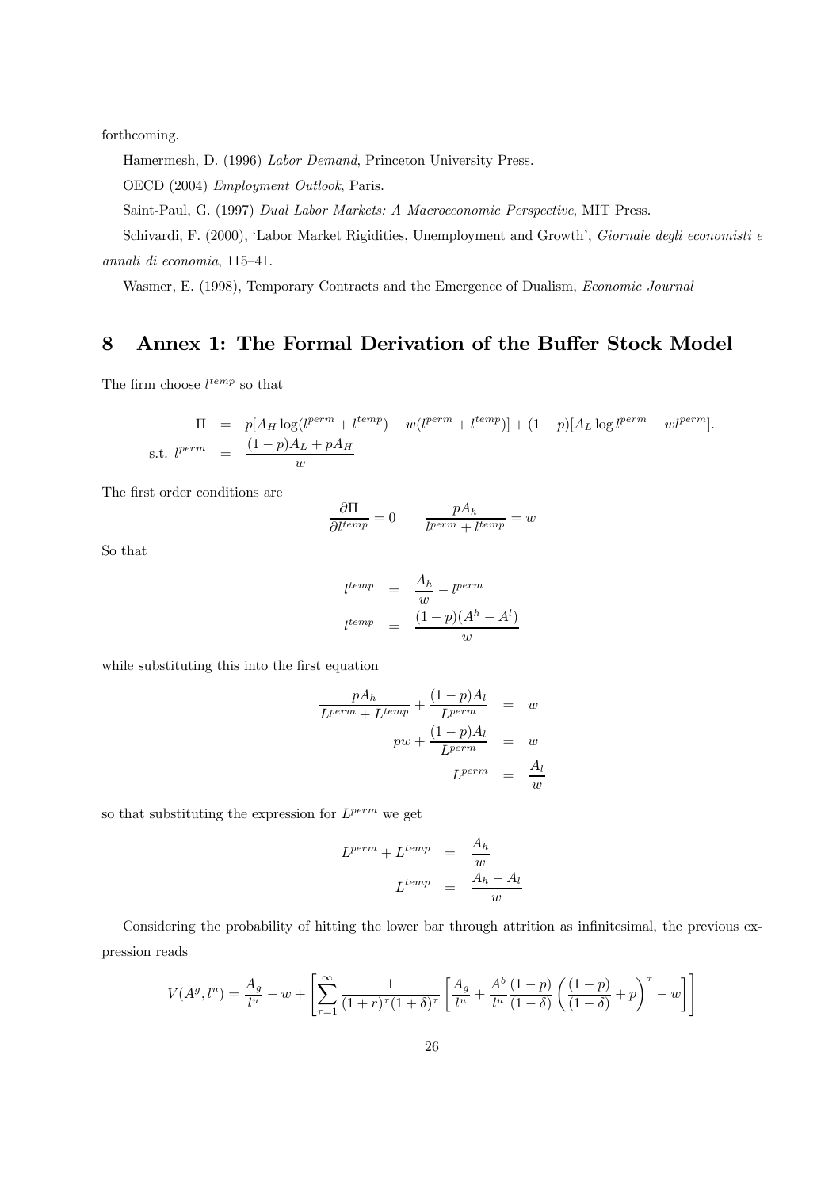forthcoming.

Hamermesh, D. (1996) *Labor Demand*, Princeton University Press.

OECD (2004) *Employment Outlook*, Paris.

Saint-Paul, G. (1997) *Dual Labor Markets: A Macroeconomic Perspective*, MIT Press.

Schivardi, F. (2000), 'Labor Market Rigidities, Unemployment and Growth', *Giornale degli economisti e annali di economia*, 115–41.

Wasmer, E. (1998), Temporary Contracts and the Emergence of Dualism, *Economic Journal*

# 8 Annex 1: The Formal Derivation of the Buffer Stock Model

The firm choose $l^{temp}$ so that

$$
\begin{aligned}
\Pi &= p[A_H \log(l^{perm} + l^{temp}) - w(l^{perm} + l^{temp})] + (1-p)[A_L \log l^{perm} - w l^{perm}]. \\
\text{s.t. } l^{perm} &= \frac{(1-p)A_L + pA_H}{w}
\end{aligned}
$$

The first order conditions are

$$
\frac{\partial \Pi}{\partial l^{temp}} = 0 \qquad \frac{pA_h}{l^{perm} + l^{temp}} = w
$$

So that

$$
\begin{aligned}
l^{temp} &= \frac{A_h}{w} - l^{perm} \\
l^{temp} &= \frac{(1-p)(A^h - A^l)}{w}
\end{aligned}
$$

while substituting this into the first equation

$$
\begin{aligned}
\frac{pA_h}{L^{perm} + L^{temp}} + \frac{(1-p)A_l}{L^{perm}} &= w \\
pw + \frac{(1-p)A_l}{L^{perm}} &= w \\
L^{perm} &= \frac{A_l}{w}
\end{aligned}
$$

so that substituting the expression for $L^{perm}$ we get

$$
\begin{aligned}
L^{perm} + L^{temp} &= \frac{A_h}{w} \\
L^{temp} &= \frac{A_h - A_l}{w}
\end{aligned}
$$

Considering the probability of hitting the lower bar through attrition as infinitesimal, the previous expression reads

$$
V(A^g, l^u) = \frac{A_g}{l^u} - w + \left[ \sum_{\tau=1}^{\infty} \frac{1}{(1+r)^{\tau}(1+\delta)^{\tau}} \left[ \frac{A_g}{l^u} + \frac{A^b}{l^u} \frac{(1-p)}{(1-\delta)} \left( \frac{(1-p)}{(1-\delta)} + p \right)^{\tau} - w \right] \right]
$$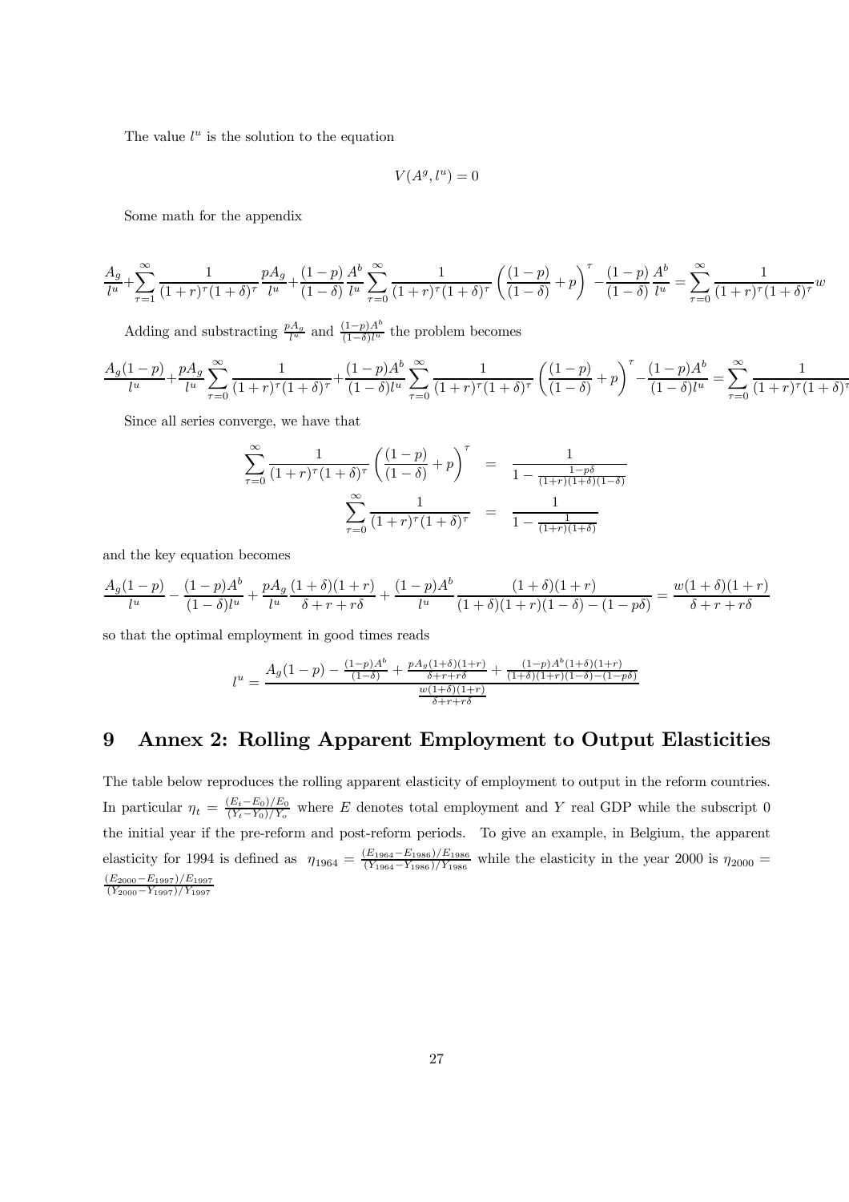The value $l^u$ is the solution to the equation

$$V(A^g, l^u) = 0$$

Some math for the appendix

$$\frac{A_g}{l^u}+\sum_{\tau=1}^{\infty}\frac{1}{(1+r)^{\tau}(1+\delta)^{\tau}}\frac{pA_g}{l^u}+\frac{(1-p)}{(1-\delta)}\frac{A^b}{l^u}\sum_{\tau=0}^{\infty}\frac{1}{(1+r)^{\tau}(1+\delta)^{\tau}}\left(\frac{(1-p)}{(1-\delta)}+p\right)^{\tau}-\frac{(1-p)}{(1-\delta)}\frac{A^b}{l^u}=\sum_{\tau=0}^{\infty}\frac{1}{(1+r)^{\tau}(1+\delta)^{\tau}}w$$

Adding and substracting $\frac{pA_g}{l^u}$ and $\frac{(1-p)A^b}{(1-\delta)l^u}$ the problem becomes

$$\frac{A_g(1-p)}{l^u}+\frac{pA_g}{l^u}\sum_{\tau=0}^{\infty}\frac{1}{(1+r)^{\tau}(1+\delta)^{\tau}}+\frac{(1-p)A^b}{(1-\delta)l^u}\sum_{\tau=0}^{\infty}\frac{1}{(1+r)^{\tau}(1+\delta)^{\tau}}\left(\frac{(1-p)}{(1-\delta)}+p\right)^{\tau}-\frac{(1-p)A^b}{(1-\delta)l^u}=\sum_{\tau=0}^{\infty}\frac{1}{(1+r)^{\tau}(1+\delta)^{\tau}}$$

Since all series converge, we have that

$$\begin{aligned}\sum_{\tau=0}^{\infty}\frac{1}{(1+r)^{\tau}(1+\delta)^{\tau}}\left(\frac{(1-p)}{(1-\delta)}+p\right)^{\tau} &= \frac{1}{1-\frac{1-p\delta}{(1+r)(1+\delta)(1-\delta)}}\\ \sum_{\tau=0}^{\infty}\frac{1}{(1+r)^{\tau}(1+\delta)^{\tau}} &= \frac{1}{1-\frac{1}{(1+r)(1+\delta)}}\end{aligned}$$

and the key equation becomes

$$\frac{A_g(1-p)}{l^u}-\frac{(1-p)A^b}{(1-\delta)l^u}+\frac{pA_g}{l^u}\frac{(1+\delta)(1+r)}{\delta+r+r\delta}+\frac{(1-p)A^b}{l^u}\frac{(1+\delta)(1+r)}{(1+\delta)(1+r)(1-\delta)-(1-p\delta)}=\frac{w(1+\delta)(1+r)}{\delta+r+r\delta}$$

so that the optimal employment in good times reads

$$l^u=\frac{A_g(1-p)-\frac{(1-p)A^b}{(1-\delta)}+\frac{pA_g(1+\delta)(1+r)}{\delta+r+r\delta}+\frac{(1-p)A^b(1+\delta)(1+r)}{(1+\delta)(1+r)(1-\delta)-(1-p\delta)}}{\frac{w(1+\delta)(1+r)}{\delta+r+r\delta}}$$

# 9 Annex 2: Rolling Apparent Employment to Output Elasticities

The table below reproduces the rolling apparent elasticity of employment to output in the reform countries. In particular $\eta_t = \frac{(E_t-E_0)/E_0}{(Y_t-Y_0)/Y_o}$ where $E$ denotes total employment and $Y$ real GDP while the subscript 0 the initial year if the pre-reform and post-reform periods. To give an example, in Belgium, the apparent elasticity for 1994 is defined as $\eta_{1964} = \frac{(E_{1964}-E_{1986})/E_{1986}}{(Y_{1964}-Y_{1986})/Y_{1986}}$ while the elasticity in the year 2000 is $\eta_{2000} = \frac{(E_{2000}-E_{1997})/E_{1997}}{(Y_{2000}-Y_{1997})/Y_{1997}}$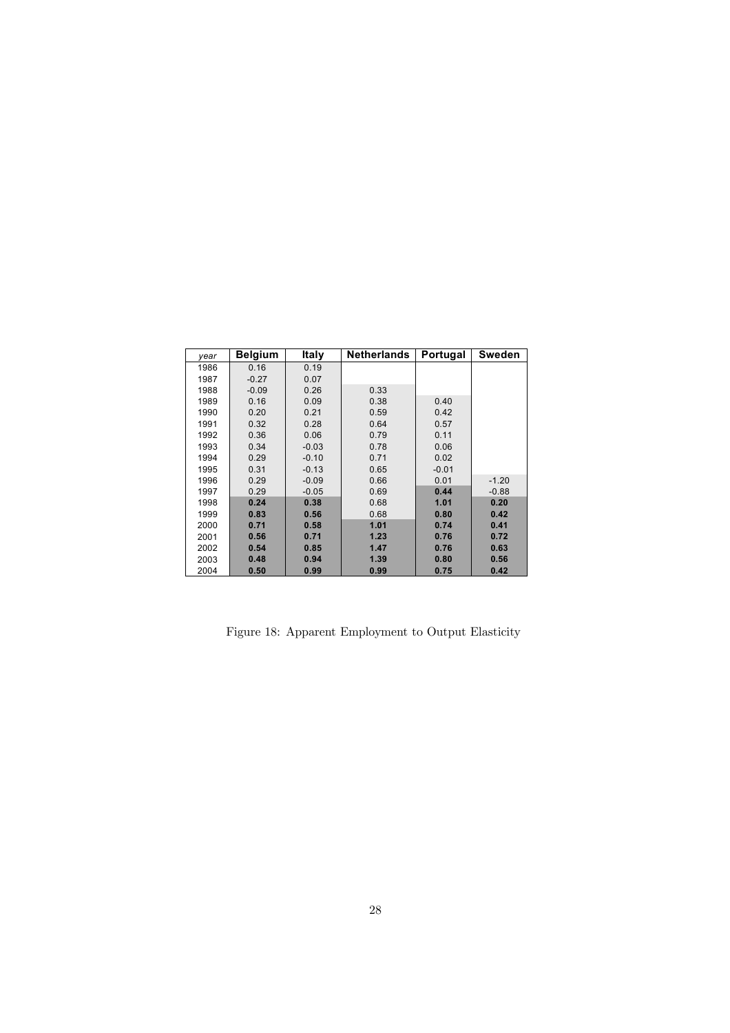| *year* | **Belgium** | **Italy** | **Netherlands** | **Portugal** | **Sweden** |
|---|---|---|---|---|---|
| 1986 | 0.16 | 0.19 | | | |
| 1987 | -0.27 | 0.07 | | | |
| 1988 | -0.09 | 0.26 | 0.33 | | |
| 1989 | 0.16 | 0.09 | 0.38 | 0.40 | |
| 1990 | 0.20 | 0.21 | 0.59 | 0.42 | |
| 1991 | 0.32 | 0.28 | 0.64 | 0.57 | |
| 1992 | 0.36 | 0.06 | 0.79 | 0.11 | |
| 1993 | 0.34 | -0.03 | 0.78 | 0.06 | |
| 1994 | 0.29 | -0.10 | 0.71 | 0.02 | |
| 1995 | 0.31 | -0.13 | 0.65 | -0.01 | |
| 1996 | 0.29 | -0.09 | 0.66 | 0.01 | -1.20 |
| 1997 | 0.29 | -0.05 | 0.69 | **0.44** | -0.88 |
| 1998 | **0.24** | **0.38** | 0.68 | **1.01** | **0.20** |
| 1999 | **0.83** | **0.56** | 0.68 | **0.80** | **0.42** |
| 2000 | **0.71** | **0.58** | **1.01** | **0.74** | **0.41** |
| 2001 | **0.56** | **0.71** | **1.23** | **0.76** | **0.72** |
| 2002 | **0.54** | **0.85** | **1.47** | **0.76** | **0.63** |
| 2003 | **0.48** | **0.94** | **1.39** | **0.80** | **0.56** |
| 2004 | **0.50** | **0.99** | **0.99** | **0.75** | **0.42** |

Figure 18: Apparent Employment to Output Elasticity